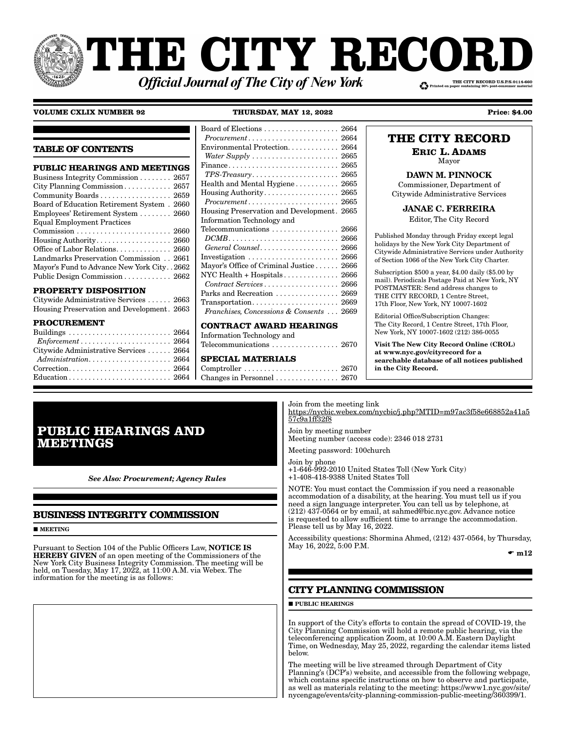# THE CITY RECORD

*Official Journal of The City of New York*

THE CITY RECORD U.S.P.S.0114-660
Printed on paper containing 30% post-consumer material

**VOLUME CXLIX NUMBER 92** **THURSDAY, MAY 12, 2022** **Price: $4.00**

## TABLE OF CONTENTS

**PUBLIC HEARINGS AND MEETINGS**

Business Integrity Commission . . . . . . . . 2657
City Planning Commission . . . . . . . . . . . . 2657
Community Boards . . . . . . . . . . . . . . . . . . 2659
Board of Education Retirement System . 2660
Employees' Retirement System . . . . . . . . 2660
Equal Employment Practices Commission . . . . . . . . . . . . . . . . . . . . . . . . 2660
Housing Authority . . . . . . . . . . . . . . . . . . . 2660
Office of Labor Relations . . . . . . . . . . . . . . 2660
Landmarks Preservation Commission . . 2661
Mayor's Fund to Advance New York City . . 2662
Public Design Commission . . . . . . . . . . . . 2662

**PROPERTY DISPOSITION**

Citywide Administrative Services . . . . . . 2663
Housing Preservation and Development . 2663

**PROCUREMENT**

Buildings . . . . . . . . . . . . . . . . . . . . . . . . . . 2664
*Enforcement* . . . . . . . . . . . . . . . . . . . . . . . 2664
Citywide Administrative Services . . . . . . 2664
*Administration* . . . . . . . . . . . . . . . . . . . . . 2664
Correction . . . . . . . . . . . . . . . . . . . . . . . . . . 2664
Education . . . . . . . . . . . . . . . . . . . . . . . . . . 2664
Board of Elections . . . . . . . . . . . . . . . . . . . 2664
*Procurement* . . . . . . . . . . . . . . . . . . . . . . . 2664
Environmental Protection . . . . . . . . . . . . . 2664
*Water Supply* . . . . . . . . . . . . . . . . . . . . . . 2665
Finance . . . . . . . . . . . . . . . . . . . . . . . . . . . . 2665
*TPS-Treasury* . . . . . . . . . . . . . . . . . . . . . . 2665
Health and Mental Hygiene . . . . . . . . . . . 2665
Housing Authority . . . . . . . . . . . . . . . . . . . 2665
*Procurement* . . . . . . . . . . . . . . . . . . . . . . . 2665
Housing Preservation and Development . 2665
Information Technology and Telecommunications . . . . . . . . . . . . . . . . . 2666
*DCMB* . . . . . . . . . . . . . . . . . . . . . . . . . . . . 2666
*General Counsel* . . . . . . . . . . . . . . . . . . . . 2666
Investigation . . . . . . . . . . . . . . . . . . . . . . . 2666
Mayor's Office of Criminal Justice . . . . . . 2666
NYC Health + Hospitals . . . . . . . . . . . . . . 2666
*Contract Services* . . . . . . . . . . . . . . . . . . . 2666
Parks and Recreation . . . . . . . . . . . . . . . . 2669
Transportation . . . . . . . . . . . . . . . . . . . . . . 2669
*Franchises, Concessions & Consents* . . . 2669

**CONTRACT AWARD HEARINGS**

Information Technology and Telecommunications . . . . . . . . . . . . . . . . . 2670

**SPECIAL MATERIALS**

Comptroller . . . . . . . . . . . . . . . . . . . . . . . . 2670
Changes in Personnel . . . . . . . . . . . . . . . . 2670

## THE CITY RECORD

**ERIC L. ADAMS**
Mayor

**DAWN M. PINNOCK**
Commissioner, Department of Citywide Administrative Services

**JANAE C. FERREIRA**
Editor, The City Record

Published Monday through Friday except legal holidays by the New York City Department of Citywide Administrative Services under Authority of Section 1066 of the New York City Charter.

Subscription $500 a year, $4.00 daily ($5.00 by mail). Periodicals Postage Paid at New York, NY POSTMASTER: Send address changes to THE CITY RECORD, 1 Centre Street, 17th Floor, New York, NY 10007-1602

Editorial Office/Subscription Changes: The City Record, 1 Centre Street, 17th Floor, New York, NY 10007-1602 (212) 386-0055

**Visit The New City Record Online (CROL) at www.nyc.gov/cityrecord for a searchable database of all notices published in the City Record.**

# PUBLIC HEARINGS AND MEETINGS

***See Also: Procurement; Agency Rules***

## BUSINESS INTEGRITY COMMISSION

■ **MEETING**

Pursuant to Section 104 of the Public Officers Law, **NOTICE IS HEREBY GIVEN** of an open meeting of the Commissioners of the New York City Business Integrity Commission. The meeting will be held, on Tuesday, May 17, 2022, at 11:00 A.M. via Webex. The information for the meeting is as follows:

Join from the meeting link
https://nycbic.webex.com/nycbic/j.php?MTID=m97ac3f58e668852a41a557c9a1ff32f8

Join by meeting number
Meeting number (access code): 2346 018 2731

Meeting password: 100church

Join by phone
+1-646-992-2010 United States Toll (New York City)
+1-408-418-9388 United States Toll

NOTE: You must contact the Commission if you need a reasonable accommodation of a disability, at the hearing. You must tell us if you need a sign language interpreter. You can tell us by telephone, at (212) 437-0564 or by email, at sahmed@bic.nyc.gov. Advance notice is requested to allow sufficient time to arrange the accommodation. Please tell us by May 16, 2022.

Accessibility questions: Shormina Ahmed, (212) 437-0564, by Thursday, May 16, 2022, 5:00 P.M.

☛ **m12**

## CITY PLANNING COMMISSION

■ **PUBLIC HEARINGS**

In support of the City's efforts to contain the spread of COVID-19, the City Planning Commission will hold a remote public hearing, via the teleconferencing application Zoom, at 10:00 A.M. Eastern Daylight Time, on Wednesday, May 25, 2022, regarding the calendar items listed below.

The meeting will be live streamed through Department of City Planning's (DCP's) website, and accessible from the following webpage, which contains specific instructions on how to observe and participate, as well as materials relating to the meeting: https://www1.nyc.gov/site/nycengage/events/city-planning-commission-public-meeting/360399/1.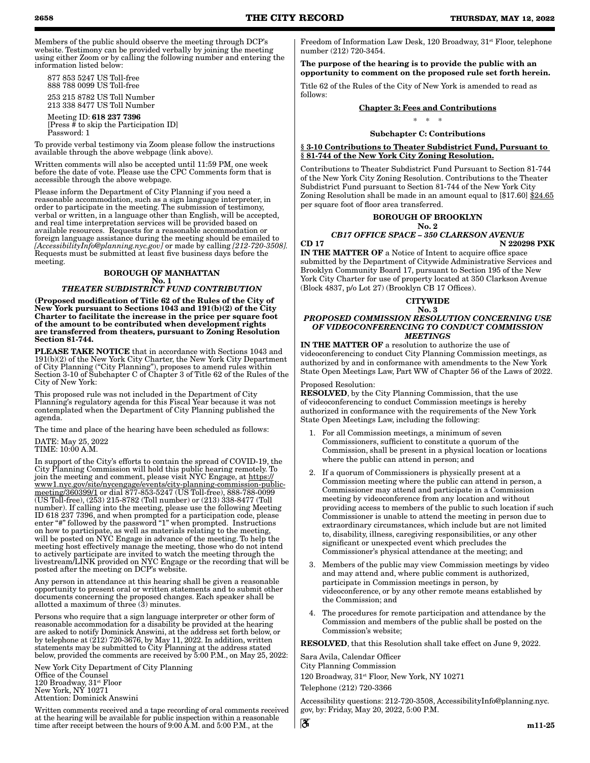Members of the public should observe the meeting through DCP's website. Testimony can be provided verbally by joining the meeting using either Zoom or by calling the following number and entering the information listed below:

877 853 5247 US Toll-free
888 788 0099 US Toll-free

253 215 8782 US Toll Number
213 338 8477 US Toll Number

Meeting ID: **618 237 7396**
[Press # to skip the Participation ID]
Password: 1

To provide verbal testimony via Zoom please follow the instructions available through the above webpage (link above).

Written comments will also be accepted until 11:59 PM, one week before the date of vote. Please use the CPC Comments form that is accessible through the above webpage.

Please inform the Department of City Planning if you need a reasonable accommodation, such as a sign language interpreter, in order to participate in the meeting. The submission of testimony, verbal or written, in a language other than English, will be accepted, and real time interpretation services will be provided based on available resources. Requests for a reasonable accommodation or foreign language assistance during the meeting should be emailed to *[AccessibilityInfo@planning.nyc.gov]* or made by calling *[212-720-3508]*. Requests must be submitted at least five business days before the meeting.

**BOROUGH OF MANHATTAN**
**No. 1**
***THEATER SUBDISTRICT FUND CONTRIBUTION***

**(Proposed modification of Title 62 of the Rules of the City of New York pursuant to Sections 1043 and 191(b)(2) of the City Charter to facilitate the increase in the price per square foot of the amount to be contributed when development rights are transferred from theaters, pursuant to Zoning Resolution Section 81-744.**

**PLEASE TAKE NOTICE** that in accordance with Sections 1043 and 191(b)(2) of the New York City Charter, the New York City Department of City Planning ("City Planning"), proposes to amend rules within Section 3-10 of Subchapter C of Chapter 3 of Title 62 of the Rules of the City of New York:

This proposed rule was not included in the Department of City Planning's regulatory agenda for this Fiscal Year because it was not contemplated when the Department of City Planning published the agenda.

The time and place of the hearing have been scheduled as follows:

DATE: May 25, 2022
TIME: 10:00 A.M.

In support of the City's efforts to contain the spread of COVID-19, the City Planning Commission will hold this public hearing remotely. To join the meeting and comment, please visit NYC Engage, at https://www1.nyc.gov/site/nycengage/events/city-planning-commission-public-meeting/360399/1 or dial 877-853-5247 (US Toll-free), 888-788-0099 (US Toll-free), (253) 215-8782 (Toll number) or (213) 338-8477 (Toll number). If calling into the meeting, please use the following Meeting ID 618 237 7396, and when prompted for a participation code, please enter "#" followed by the password "1" when prompted. Instructions on how to participate, as well as materials relating to the meeting, will be posted on NYC Engage in advance of the meeting. To help the meeting host effectively manage the meeting, those who do not intend to actively participate are invited to watch the meeting through the livestream/LINK provided on NYC Engage or the recording that will be posted after the meeting on DCP's website.

Any person in attendance at this hearing shall be given a reasonable opportunity to present oral or written statements and to submit other documents concerning the proposed changes. Each speaker shall be allotted a maximum of three (3) minutes.

Persons who require that a sign language interpreter or other form of reasonable accommodation for a disability be provided at the hearing are asked to notify Dominick Answini, at the address set forth below, or by telephone at (212) 720-3676, by May 11, 2022. In addition, written statements may be submitted to City Planning at the address stated below, provided the comments are received by 5:00 P.M., on May 25, 2022:

New York City Department of City Planning
Office of the Counsel
120 Broadway, 31st Floor
New York, NY 10271
Attention: Dominick Answini

Written comments received and a tape recording of oral comments received at the hearing will be available for public inspection within a reasonable time after receipt between the hours of 9:00 A.M. and 5:00 P.M., at the Freedom of Information Law Desk, 120 Broadway, 31st Floor, telephone number (212) 720-3454.

**The purpose of the hearing is to provide the public with an opportunity to comment on the proposed rule set forth herein.**

Title 62 of the Rules of the City of New York is amended to read as follows:

**Chapter 3: Fees and Contributions**

\* \* \*

**Subchapter C: Contributions**

**§ 3-10 Contributions to Theater Subdistrict Fund, Pursuant to § 81-744 of the New York City Zoning Resolution.**

Contributions to Theater Subdistrict Fund Pursuant to Section 81-744 of the New York City Zoning Resolution. Contributions to the Theater Subdistrict Fund pursuant to Section 81-744 of the New York City Zoning Resolution shall be made in an amount equal to [$17.60] $24.65 per square foot of floor area transferred.

**BOROUGH OF BROOKLYN**
**No. 2**
***CB17 OFFICE SPACE – 350 CLARKSON AVENUE***
**CD 17** **N 220298 PXK**

**IN THE MATTER OF** a Notice of Intent to acquire office space submitted by the Department of Citywide Administrative Services and Brooklyn Community Board 17, pursuant to Section 195 of the New York City Charter for use of property located at 350 Clarkson Avenue (Block 4837, p/o Lot 27) (Brooklyn CB 17 Offices).

**CITYWIDE**
**No. 3**
***PROPOSED COMMISSION RESOLUTION CONCERNING USE OF VIDEOCONFERENCING TO CONDUCT COMMISSION MEETINGS***

**IN THE MATTER OF** a resolution to authorize the use of videoconferencing to conduct City Planning Commission meetings, as authorized by and in conformance with amendments to the New York State Open Meetings Law, Part WW of Chapter 56 of the Laws of 2022.

Proposed Resolution:
**RESOLVED**, by the City Planning Commission, that the use of videoconferencing to conduct Commission meetings is hereby authorized in conformance with the requirements of the New York State Open Meetings Law, including the following:

1. For all Commission meetings, a minimum of seven Commissioners, sufficient to constitute a quorum of the Commission, shall be present in a physical location or locations where the public can attend in person; and
2. If a quorum of Commissioners is physically present at a Commission meeting where the public can attend in person, a Commissioner may attend and participate in a Commission meeting by videoconference from any location and without providing access to members of the public to such location if such Commissioner is unable to attend the meeting in person due to extraordinary circumstances, which include but are not limited to, disability, illness, caregiving responsibilities, or any other significant or unexpected event which precludes the Commissioner's physical attendance at the meeting; and
3. Members of the public may view Commission meetings by video and may attend and, where public comment is authorized, participate in Commission meetings in person, by videoconference, or by any other remote means established by the Commission; and
4. The procedures for remote participation and attendance by the Commission and members of the public shall be posted on the Commission's website;

**RESOLVED**, that this Resolution shall take effect on June 9, 2022.

Sara Avila, Calendar Officer
City Planning Commission
120 Broadway, 31st Floor, New York, NY 10271
Telephone (212) 720-3366

Accessibility questions: 212-720-3508, AccessibilityInfo@planning.nyc.gov, by: Friday, May 20, 2022, 5:00 P.M.

m11-25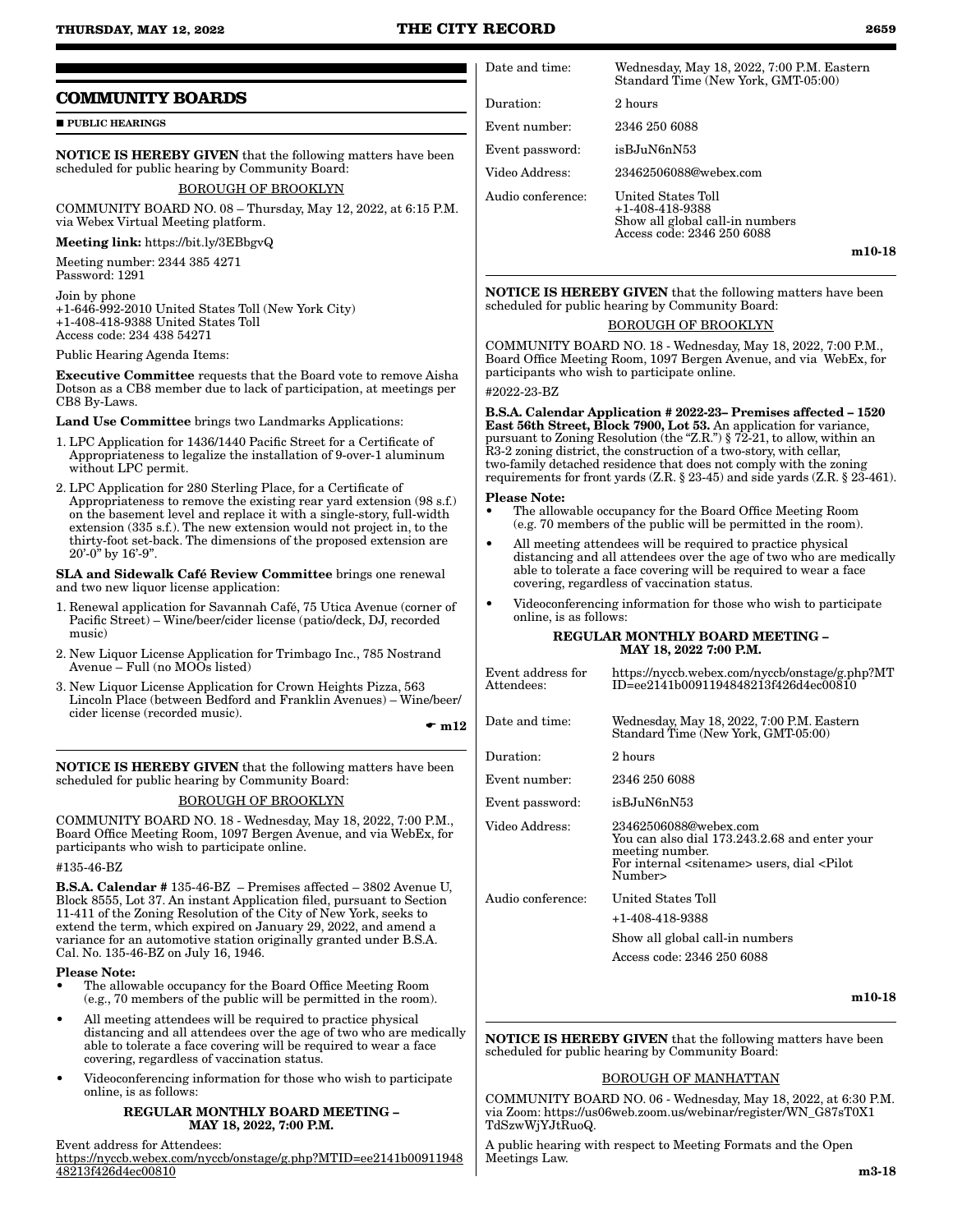## COMMUNITY BOARDS

■ **PUBLIC HEARINGS**

**NOTICE IS HEREBY GIVEN** that the following matters have been scheduled for public hearing by Community Board:

BOROUGH OF BROOKLYN

COMMUNITY BOARD NO. 08 – Thursday, May 12, 2022, at 6:15 P.M. via Webex Virtual Meeting platform.

**Meeting link:** https://bit.ly/3EBbgvQ

Meeting number: 2344 385 4271
Password: 1291

Join by phone
+1-646-992-2010 United States Toll (New York City)
+1-408-418-9388 United States Toll
Access code: 234 438 54271

Public Hearing Agenda Items:

**Executive Committee** requests that the Board vote to remove Aisha Dotson as a CB8 member due to lack of participation, at meetings per CB8 By-Laws.

**Land Use Committee** brings two Landmarks Applications:

1. LPC Application for 1436/1440 Pacific Street for a Certificate of Appropriateness to legalize the installation of 9-over-1 aluminum without LPC permit.
2. LPC Application for 280 Sterling Place, for a Certificate of Appropriateness to remove the existing rear yard extension (98 s.f.) on the basement level and replace it with a single-story, full-width extension (335 s.f.). The new extension would not project in, to the thirty-foot set-back. The dimensions of the proposed extension are 20'-0" by 16'-9".

**SLA and Sidewalk Café Review Committee** brings one renewal and two new liquor license application:

1. Renewal application for Savannah Café, 75 Utica Avenue (corner of Pacific Street) – Wine/beer/cider license (patio/deck, DJ, recorded music)
2. New Liquor License Application for Trimbago Inc., 785 Nostrand Avenue – Full (no MOOs listed)
3. New Liquor License Application for Crown Heights Pizza, 563 Lincoln Place (between Bedford and Franklin Avenues) – Wine/beer/cider license (recorded music).

☛ **m12**

---

**NOTICE IS HEREBY GIVEN** that the following matters have been scheduled for public hearing by Community Board:

BOROUGH OF BROOKLYN

COMMUNITY BOARD NO. 18 - Wednesday, May 18, 2022, 7:00 P.M., Board Office Meeting Room, 1097 Bergen Avenue, and via WebEx, for participants who wish to participate online.

#135-46-BZ

**B.S.A. Calendar #** 135-46-BZ – Premises affected – 3802 Avenue U, Block 8555, Lot 37. An instant Application filed, pursuant to Section 11-411 of the Zoning Resolution of the City of New York, seeks to extend the term, which expired on January 29, 2022, and amend a variance for an automotive station originally granted under B.S.A. Cal. No. 135-46-BZ on July 16, 1946.

**Please Note:**

- The allowable occupancy for the Board Office Meeting Room (e.g., 70 members of the public will be permitted in the room).
- All meeting attendees will be required to practice physical distancing and all attendees over the age of two who are medically able to tolerate a face covering will be required to wear a face covering, regardless of vaccination status.
- Videoconferencing information for those who wish to participate online, is as follows:

**REGULAR MONTHLY BOARD MEETING – MAY 18, 2022, 7:00 P.M.**

Event address for Attendees:
https://nyccb.webex.com/nyccb/onstage/g.php?MTID=ee2141b0091194848213f426d4ec00810

| | |
|---|---|
| Date and time: | Wednesday, May 18, 2022, 7:00 P.M. Eastern Standard Time (New York, GMT-05:00) |
| Duration: | 2 hours |
| Event number: | 2346 250 6088 |
| Event password: | isBJuN6nN53 |
| Video Address: | 23462506088@webex.com |
| Audio conference: | United States Toll<br>+1-408-418-9388<br>Show all global call-in numbers<br>Access code: 2346 250 6088 |

**m10-18**

---

**NOTICE IS HEREBY GIVEN** that the following matters have been scheduled for public hearing by Community Board:

BOROUGH OF BROOKLYN

COMMUNITY BOARD NO. 18 - Wednesday, May 18, 2022, 7:00 P.M., Board Office Meeting Room, 1097 Bergen Avenue, and via WebEx, for participants who wish to participate online.

#2022-23-BZ

**B.S.A. Calendar Application # 2022-23– Premises affected – 1520 East 56th Street, Block 7900, Lot 53.** An application for variance, pursuant to Zoning Resolution (the "Z.R.") § 72-21, to allow, within an R3-2 zoning district, the construction of a two-story, with cellar, two-family detached residence that does not comply with the zoning requirements for front yards (Z.R. § 23-45) and side yards (Z.R. § 23-461).

**Please Note:**

- The allowable occupancy for the Board Office Meeting Room (e.g. 70 members of the public will be permitted in the room).
- All meeting attendees will be required to practice physical distancing and all attendees over the age of two who are medically able to tolerate a face covering will be required to wear a face covering, regardless of vaccination status.
- Videoconferencing information for those who wish to participate online, is as follows:

**REGULAR MONTHLY BOARD MEETING – MAY 18, 2022 7:00 P.M.**

| | |
|---|---|
| Event address for Attendees: | https://nyccb.webex.com/nyccb/onstage/g.php?MTID=ee2141b0091194848213f426d4ec00810 |
| Date and time: | Wednesday, May 18, 2022, 7:00 P.M. Eastern Standard Time (New York, GMT-05:00) |
| Duration: | 2 hours |
| Event number: | 2346 250 6088 |
| Event password: | isBJuN6nN53 |
| Video Address: | 23462506088@webex.com<br>You can also dial 173.243.2.68 and enter your meeting number.<br>For internal <sitename> users, dial <Pilot Number> |
| Audio conference: | United States Toll<br>+1-408-418-9388<br>Show all global call-in numbers<br>Access code: 2346 250 6088 |

**m10-18**

---

**NOTICE IS HEREBY GIVEN** that the following matters have been scheduled for public hearing by Community Board:

BOROUGH OF MANHATTAN

COMMUNITY BOARD NO. 06 - Wednesday, May 18, 2022, at 6:30 P.M. via Zoom: https://us06web.zoom.us/webinar/register/WN_G87sT0X1TdSzwWjYJtRuoQ.

A public hearing with respect to Meeting Formats and the Open Meetings Law.

**m3-18**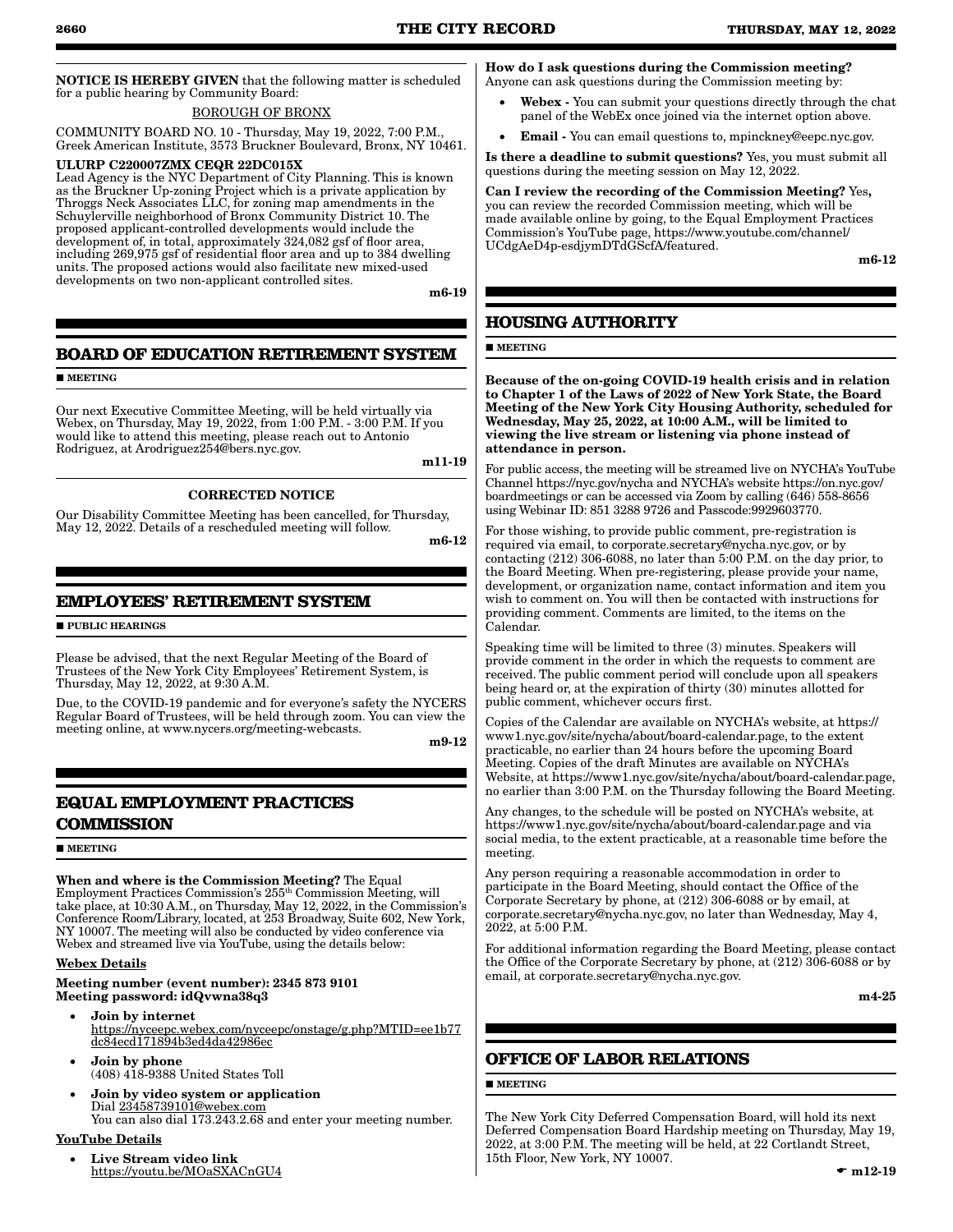**NOTICE IS HEREBY GIVEN** that the following matter is scheduled for a public hearing by Community Board:

BOROUGH OF BRONX

COMMUNITY BOARD NO. 10 - Thursday, May 19, 2022, 7:00 P.M., Greek American Institute, 3573 Bruckner Boulevard, Bronx, NY 10461.

**ULURP C220007ZMX CEQR 22DC015X**
Lead Agency is the NYC Department of City Planning. This is known as the Bruckner Up-zoning Project which is a private application by Throggs Neck Associates LLC, for zoning map amendments in the Schuylerville neighborhood of Bronx Community District 10. The proposed applicant-controlled developments would include the development of, in total, approximately 324,082 gsf of floor area, including 269,975 gsf of residential floor area and up to 384 dwelling units. The proposed actions would also facilitate new mixed-used developments on two non-applicant controlled sites.

m6-19

## BOARD OF EDUCATION RETIREMENT SYSTEM

■ MEETING

Our next Executive Committee Meeting, will be held virtually via Webex, on Thursday, May 19, 2022, from 1:00 P.M. - 3:00 P.M. If you would like to attend this meeting, please reach out to Antonio Rodriguez, at Arodriguez254@bers.nyc.gov.

m11-19

CORRECTED NOTICE

Our Disability Committee Meeting has been cancelled, for Thursday, May 12, 2022. Details of a rescheduled meeting will follow.

m6-12

## EMPLOYEES' RETIREMENT SYSTEM

■ PUBLIC HEARINGS

Please be advised, that the next Regular Meeting of the Board of Trustees of the New York City Employees' Retirement System, is Thursday, May 12, 2022, at 9:30 A.M.

Due, to the COVID-19 pandemic and for everyone's safety the NYCERS Regular Board of Trustees, will be held through zoom. You can view the meeting online, at www.nycers.org/meeting-webcasts.

m9-12

## EQUAL EMPLOYMENT PRACTICES COMMISSION

■ MEETING

**When and where is the Commission Meeting?** The Equal Employment Practices Commission's 255th Commission Meeting, will take place, at 10:30 A.M., on Thursday, May 12, 2022, in the Commission's Conference Room/Library, located, at 253 Broadway, Suite 602, New York, NY 10007. The meeting will also be conducted by video conference via Webex and streamed live via YouTube, using the details below:

**Webex Details**

**Meeting number (event number): 2345 873 9101**
**Meeting password: idQvwna38q3**

- **Join by internet**
  https://nyceepc.webex.com/nyceepc/onstage/g.php?MTID=ee1b77dc84ecd171894b3ed4da42986ec
- **Join by phone**
  (408) 418-9388 United States Toll
- **Join by video system or application**
  Dial 23458739101@webex.com
  You can also dial 173.243.2.68 and enter your meeting number.

**YouTube Details**

- **Live Stream video link**
  https://youtu.be/MOaSXACnGU4

**How do I ask questions during the Commission meeting?**
Anyone can ask questions during the Commission meeting by:

- **Webex -** You can submit your questions directly through the chat panel of the WebEx once joined via the internet option above.
- **Email -** You can email questions to, mpinckney@eepc.nyc.gov.

**Is there a deadline to submit questions?** Yes, you must submit all questions during the meeting session on May 12, 2022.

**Can I review the recording of the Commission Meeting?** Yes, you can review the recorded Commission meeting, which will be made available online by going, to the Equal Employment Practices Commission's YouTube page, https://www.youtube.com/channel/UCdgAeD4p-esdjymDTdGScfA/featured.

m6-12

## HOUSING AUTHORITY

■ MEETING

**Because of the on-going COVID-19 health crisis and in relation to Chapter 1 of the Laws of 2022 of New York State, the Board Meeting of the New York City Housing Authority, scheduled for Wednesday, May 25, 2022, at 10:00 A.M., will be limited to viewing the live stream or listening via phone instead of attendance in person.**

For public access, the meeting will be streamed live on NYCHA's YouTube Channel https://nyc.gov/nycha and NYCHA's website https://on.nyc.gov/boardmeetings or can be accessed via Zoom by calling (646) 558-8656 using Webinar ID: 851 3288 9726 and Passcode:9929603770.

For those wishing, to provide public comment, pre-registration is required via email, to corporate.secretary@nycha.nyc.gov, or by contacting (212) 306-6088, no later than 5:00 P.M. on the day prior, to the Board Meeting. When pre-registering, please provide your name, development, or organization name, contact information and item you wish to comment on. You will then be contacted with instructions for providing comment. Comments are limited, to the items on the Calendar.

Speaking time will be limited to three (3) minutes. Speakers will provide comment in the order in which the requests to comment are received. The public comment period will conclude upon all speakers being heard or, at the expiration of thirty (30) minutes allotted for public comment, whichever occurs first.

Copies of the Calendar are available on NYCHA's website, at https://www1.nyc.gov/site/nycha/about/board-calendar.page, to the extent practicable, no earlier than 24 hours before the upcoming Board Meeting. Copies of the draft Minutes are available on NYCHA's Website, at https://www1.nyc.gov/site/nycha/about/board-calendar.page, no earlier than 3:00 P.M. on the Thursday following the Board Meeting.

Any changes, to the schedule will be posted on NYCHA's website, at https://www1.nyc.gov/site/nycha/about/board-calendar.page and via social media, to the extent practicable, at a reasonable time before the meeting.

Any person requiring a reasonable accommodation in order to participate in the Board Meeting, should contact the Office of the Corporate Secretary by phone, at (212) 306-6088 or by email, at corporate.secretary@nycha.nyc.gov, no later than Wednesday, May 4, 2022, at 5:00 P.M.

For additional information regarding the Board Meeting, please contact the Office of the Corporate Secretary by phone, at (212) 306-6088 or by email, at corporate.secretary@nycha.nyc.gov.

m4-25

## OFFICE OF LABOR RELATIONS

■ MEETING

The New York City Deferred Compensation Board, will hold its next Deferred Compensation Board Hardship meeting on Thursday, May 19, 2022, at 3:00 P.M. The meeting will be held, at 22 Cortlandt Street, 15th Floor, New York, NY 10007.

☛ m12-19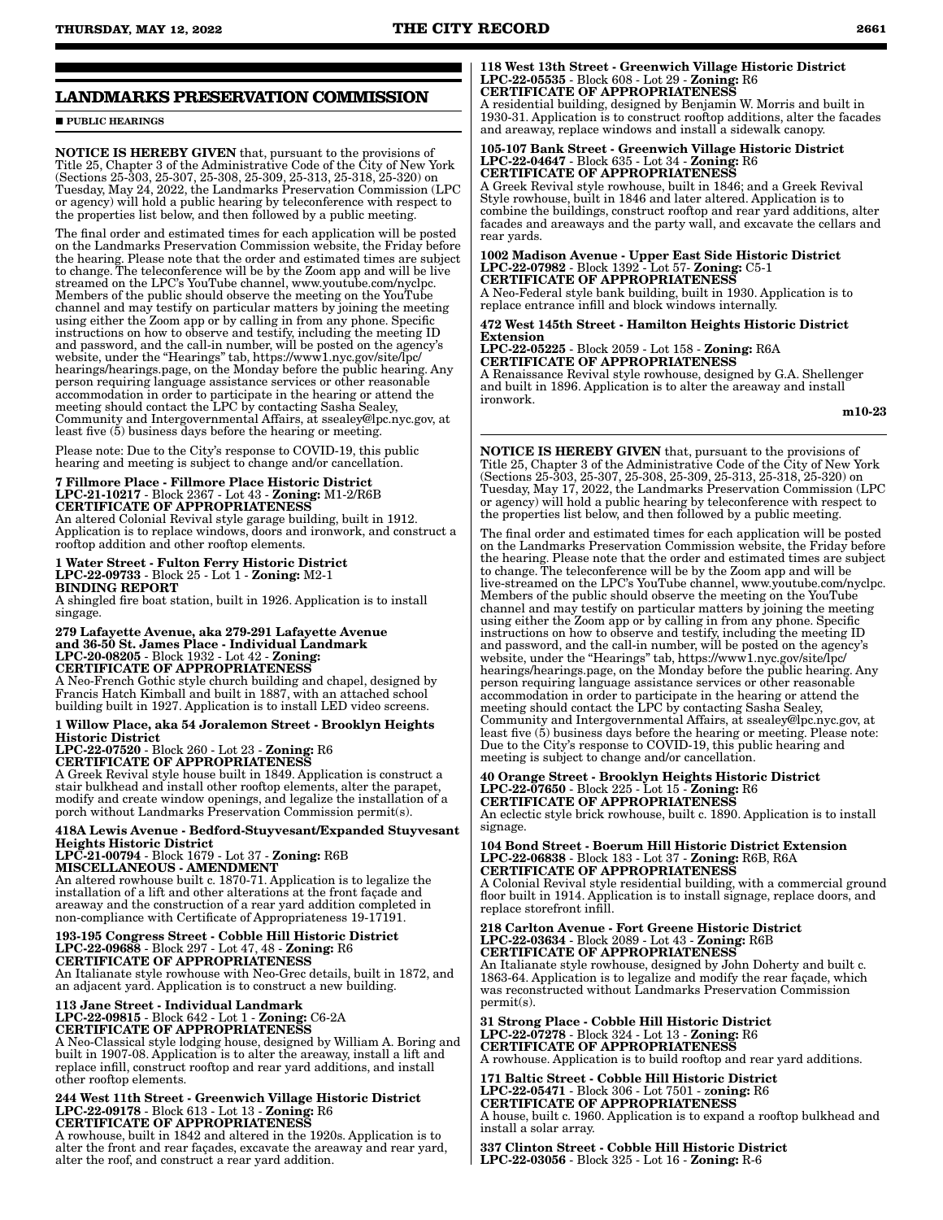## LANDMARKS PRESERVATION COMMISSION

■ **PUBLIC HEARINGS**

**NOTICE IS HEREBY GIVEN** that, pursuant to the provisions of Title 25, Chapter 3 of the Administrative Code of the City of New York (Sections 25-303, 25-307, 25-308, 25-309, 25-313, 25-318, 25-320) on Tuesday, May 24, 2022, the Landmarks Preservation Commission (LPC or agency) will hold a public hearing by teleconference with respect to the properties list below, and then followed by a public meeting.

The final order and estimated times for each application will be posted on the Landmarks Preservation Commission website, the Friday before the hearing. Please note that the order and estimated times are subject to change. The teleconference will be by the Zoom app and will be live streamed on the LPC's YouTube channel, www.youtube.com/nyclpc. Members of the public should observe the meeting on the YouTube channel and may testify on particular matters by joining the meeting using either the Zoom app or by calling in from any phone. Specific instructions on how to observe and testify, including the meeting ID and password, and the call-in number, will be posted on the agency's website, under the "Hearings" tab, https://www1.nyc.gov/site/lpc/hearings/hearings.page, on the Monday before the public hearing. Any person requiring language assistance services or other reasonable accommodation in order to participate in the hearing or attend the meeting should contact the LPC by contacting Sasha Sealey, Community and Intergovernmental Affairs, at ssealey@lpc.nyc.gov, at least five (5) business days before the hearing or meeting.

Please note: Due to the City's response to COVID-19, this public hearing and meeting is subject to change and/or cancellation.

**7 Fillmore Place - Fillmore Place Historic District**
**LPC-21-10217** - Block 2367 - Lot 43 - **Zoning:** M1-2/R6B
**CERTIFICATE OF APPROPRIATENESS**
An altered Colonial Revival style garage building, built in 1912. Application is to replace windows, doors and ironwork, and construct a rooftop addition and other rooftop elements.

**1 Water Street - Fulton Ferry Historic District**
**LPC-22-09733** - Block 25 - Lot 1 - **Zoning:** M2-1
**BINDING REPORT**
A shingled fire boat station, built in 1926. Application is to install singage.

**279 Lafayette Avenue, aka 279-291 Lafayette Avenue and 36-50 St. James Place - Individual Landmark**
**LPC-20-08205** - Block 1932 - Lot 42 - **Zoning:**
**CERTIFICATE OF APPROPRIATENESS**
A Neo-French Gothic style church building and chapel, designed by Francis Hatch Kimball and built in 1887, with an attached school building built in 1927. Application is to install LED video screens.

**1 Willow Place, aka 54 Joralemon Street - Brooklyn Heights Historic District**
**LPC-22-07520** - Block 260 - Lot 23 - **Zoning:** R6
**CERTIFICATE OF APPROPRIATENESS**
A Greek Revival style house built in 1849. Application is construct a stair bulkhead and install other rooftop elements, alter the parapet, modify and create window openings, and legalize the installation of a porch without Landmarks Preservation Commission permit(s).

**418A Lewis Avenue - Bedford-Stuyvesant/Expanded Stuyvesant Heights Historic District**
**LPC-21-00794** - Block 1679 - Lot 37 - **Zoning:** R6B
**MISCELLANEOUS - AMENDMENT**
An altered rowhouse built c. 1870-71. Application is to legalize the installation of a lift and other alterations at the front façade and areaway and the construction of a rear yard addition completed in non-compliance with Certificate of Appropriateness 19-17191.

**193-195 Congress Street - Cobble Hill Historic District**
**LPC-22-09688** - Block 297 - Lot 47, 48 - **Zoning:** R6
**CERTIFICATE OF APPROPRIATENESS**
An Italianate style rowhouse with Neo-Grec details, built in 1872, and an adjacent yard. Application is to construct a new building.

**113 Jane Street - Individual Landmark**
**LPC-22-09815** - Block 642 - Lot 1 - **Zoning:** C6-2A
**CERTIFICATE OF APPROPRIATENESS**
A Neo-Classical style lodging house, designed by William A. Boring and built in 1907-08. Application is to alter the areaway, install a lift and replace infill, construct rooftop and rear yard additions, and install other rooftop elements.

**244 West 11th Street - Greenwich Village Historic District**
**LPC-22-09178** - Block 613 - Lot 13 - **Zoning:** R6
**CERTIFICATE OF APPROPRIATENESS**
A rowhouse, built in 1842 and altered in the 1920s. Application is to alter the front and rear façades, excavate the areaway and rear yard, alter the roof, and construct a rear yard addition.

**118 West 13th Street - Greenwich Village Historic District**
**LPC-22-05535** - Block 608 - Lot 29 - **Zoning:** R6
**CERTIFICATE OF APPROPRIATENESS**
A residential building, designed by Benjamin W. Morris and built in 1930-31. Application is to construct rooftop additions, alter the facades and areaway, replace windows and install a sidewalk canopy.

**105-107 Bank Street - Greenwich Village Historic District**
**LPC-22-04647** - Block 635 - Lot 34 - **Zoning:** R6
**CERTIFICATE OF APPROPRIATENESS**
A Greek Revival style rowhouse, built in 1846; and a Greek Revival Style rowhouse, built in 1846 and later altered. Application is to combine the buildings, construct rooftop and rear yard additions, alter facades and areaways and the party wall, and excavate the cellars and rear yards.

**1002 Madison Avenue - Upper East Side Historic District**
**LPC-22-07982** - Block 1392 - Lot 57- **Zoning:** C5-1
**CERTIFICATE OF APPROPRIATENESS**
A Neo-Federal style bank building, built in 1930. Application is to replace entrance infill and block windows internally.

**472 West 145th Street - Hamilton Heights Historic District Extension**
**LPC-22-05225** - Block 2059 - Lot 158 - **Zoning:** R6A
**CERTIFICATE OF APPROPRIATENESS**
A Renaissance Revival style rowhouse, designed by G.A. Shellenger and built in 1896. Application is to alter the areaway and install ironwork.

**m10-23**

---

**NOTICE IS HEREBY GIVEN** that, pursuant to the provisions of Title 25, Chapter 3 of the Administrative Code of the City of New York (Sections 25-303, 25-307, 25-308, 25-309, 25-313, 25-318, 25-320) on Tuesday, May 17, 2022, the Landmarks Preservation Commission (LPC or agency) will hold a public hearing by teleconference with respect to the properties list below, and then followed by a public meeting.

The final order and estimated times for each application will be posted on the Landmarks Preservation Commission website, the Friday before the hearing. Please note that the order and estimated times are subject to change. The teleconference will be by the Zoom app and will be live-streamed on the LPC's YouTube channel, www.youtube.com/nyclpc. Members of the public should observe the meeting on the YouTube channel and may testify on particular matters by joining the meeting using either the Zoom app or by calling in from any phone. Specific instructions on how to observe and testify, including the meeting ID and password, and the call-in number, will be posted on the agency's website, under the "Hearings" tab, https://www1.nyc.gov/site/lpc/hearings/hearings.page, on the Monday before the public hearing. Any person requiring language assistance services or other reasonable accommodation in order to participate in the hearing or attend the meeting should contact the LPC by contacting Sasha Sealey, Community and Intergovernmental Affairs, at ssealey@lpc.nyc.gov, at least five (5) business days before the hearing or meeting. Please note: Due to the City's response to COVID-19, this public hearing and meeting is subject to change and/or cancellation.

**40 Orange Street - Brooklyn Heights Historic District**
**LPC-22-07650** - Block 225 - Lot 15 - **Zoning:** R6
**CERTIFICATE OF APPROPRIATENESS**
An eclectic style brick rowhouse, built c. 1890. Application is to install signage.

**104 Bond Street - Boerum Hill Historic District Extension**
**LPC-22-06838** - Block 183 - Lot 37 - **Zoning:** R6B, R6A
**CERTIFICATE OF APPROPRIATENESS**
A Colonial Revival style residential building, with a commercial ground floor built in 1914. Application is to install signage, replace doors, and replace storefront infill.

**218 Carlton Avenue - Fort Greene Historic District**
**LPC-22-03634** - Block 2089 - Lot 43 - **Zoning:** R6B
**CERTIFICATE OF APPROPRIATENESS**
An Italianate style rowhouse, designed by John Doherty and built c. 1863-64. Application is to legalize and modify the rear façade, which was reconstructed without Landmarks Preservation Commission permit(s).

**31 Strong Place - Cobble Hill Historic District**
**LPC-22-07278** - Block 324 - Lot 13 - **Zoning:** R6
**CERTIFICATE OF APPROPRIATENESS**
A rowhouse. Application is to build rooftop and rear yard additions.

**171 Baltic Street - Cobble Hill Historic District**
**LPC-22-05471** - Block 306 - Lot 7501 - **zoning:** R6
**CERTIFICATE OF APPROPRIATENESS**
A house, built c. 1960. Application is to expand a rooftop bulkhead and install a solar array.

**337 Clinton Street - Cobble Hill Historic District**
**LPC-22-03056** - Block 325 - Lot 16 - **Zoning:** R-6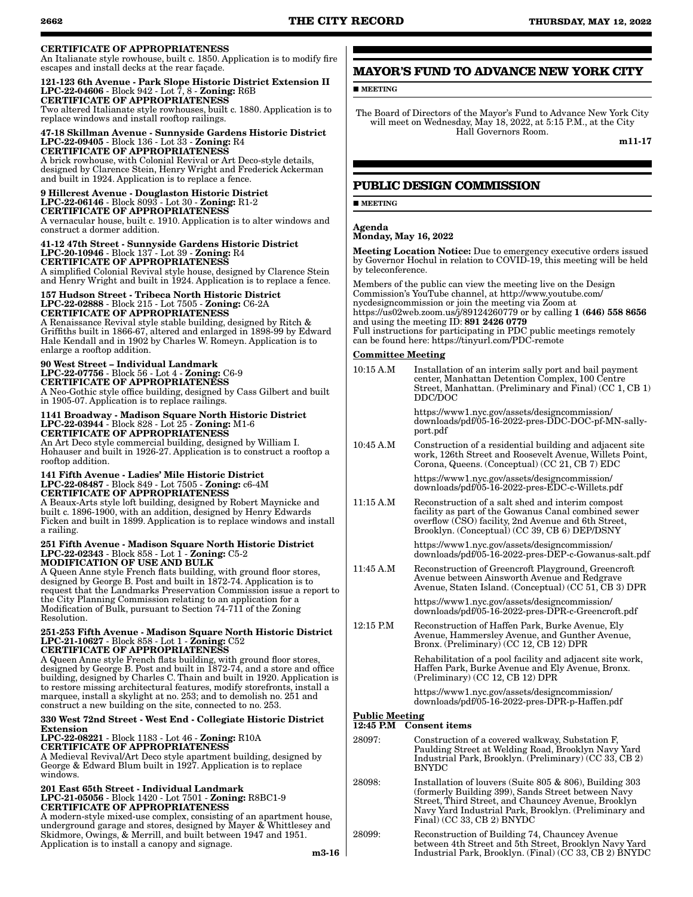**CERTIFICATE OF APPROPRIATENESS**
An Italianate style rowhouse, built c. 1850. Application is to modify fire escapes and install decks at the rear façade.

**121-123 6th Avenue - Park Slope Historic District Extension II**
**LPC-22-04606** - Block 942 - Lot 7, 8 - **Zoning:** R6B
**CERTIFICATE OF APPROPRIATENESS**
Two altered Italianate style rowhouses, built c. 1880. Application is to replace windows and install rooftop railings.

**47-18 Skillman Avenue - Sunnyside Gardens Historic District**
**LPC-22-09405** - Block 136 - Lot 33 - **Zoning:** R4
**CERTIFICATE OF APPROPRIATENESS**
A brick rowhouse, with Colonial Revival or Art Deco-style details, designed by Clarence Stein, Henry Wright and Frederick Ackerman and built in 1924. Application is to replace a fence.

**9 Hillcrest Avenue - Douglaston Historic District**
**LPC-22-06146** - Block 8093 - Lot 30 - **Zoning:** R1-2
**CERTIFICATE OF APPROPRIATENESS**
A vernacular house, built c. 1910. Application is to alter windows and construct a dormer addition.

**41-12 47th Street - Sunnyside Gardens Historic District**
**LPC-20-10946** - Block 137 - Lot 39 - **Zoning:** R4
**CERTIFICATE OF APPROPRIATENESS**
A simplified Colonial Revival style house, designed by Clarence Stein and Henry Wright and built in 1924. Application is to replace a fence.

**157 Hudson Street - Tribeca North Historic District**
**LPC-22-02888** - Block 215 - Lot 7505 - **Zoning:** C6-2A
**CERTIFICATE OF APPROPRIATENESS**
A Renaissance Revival style stable building, designed by Ritch & Griffiths built in 1866-67, altered and enlarged in 1898-99 by Edward Hale Kendall and in 1902 by Charles W. Romeyn. Application is to enlarge a rooftop addition.

**90 West Street – Individual Landmark**
**LPC-22-07756** - Block 56 - Lot 4 - **Zoning:** C6-9
**CERTIFICATE OF APPROPRIATENESS**
A Neo-Gothic style office building, designed by Cass Gilbert and built in 1905-07. Application is to replace railings.

**1141 Broadway - Madison Square North Historic District**
**LPC-22-03944** - Block 828 - Lot 25 - **Zoning:** M1-6
**CERTIFICATE OF APPROPRIATENESS**
An Art Deco style commercial building, designed by William I. Hohauser and built in 1926-27. Application is to construct a rooftop a rooftop addition.

**141 Fifth Avenue - Ladies' Mile Historic District**
**LPC-22-08487** - Block 849 - Lot 7505 - **Zoning:** c6-4M
**CERTIFICATE OF APPROPRIATENESS**
A Beaux-Arts style loft building, designed by Robert Maynicke and built c. 1896-1900, with an addition, designed by Henry Edwards Ficken and built in 1899. Application is to replace windows and install a railing.

**251 Fifth Avenue - Madison Square North Historic District**
**LPC-22-02343** - Block 858 - Lot 1 - **Zoning:** C5-2
**MODIFICATION OF USE AND BULK**
A Queen Anne style French flats building, with ground floor stores, designed by George B. Post and built in 1872-74. Application is to request that the Landmarks Preservation Commission issue a report to the City Planning Commission relating to an application for a Modification of Bulk, pursuant to Section 74-711 of the Zoning Resolution.

**251-253 Fifth Avenue - Madison Square North Historic District**
**LPC-21-10627** - Block 858 - Lot 1 - **Zoning:** C52
**CERTIFICATE OF APPROPRIATENESS**
A Queen Anne style French flats building, with ground floor stores, designed by George B. Post and built in 1872-74, and a store and office building, designed by Charles C. Thain and built in 1920. Application is to restore missing architectural features, modify storefronts, install a marquee, install a skylight at no. 253; and to demolish no. 251 and construct a new building on the site, connected to no. 253.

**330 West 72nd Street - West End - Collegiate Historic District Extension**
**LPC-22-08221** - Block 1183 - Lot 46 - **Zoning:** R10A
**CERTIFICATE OF APPROPRIATENESS**
A Medieval Revival/Art Deco style apartment building, designed by George & Edward Blum built in 1927. Application is to replace windows.

**201 East 65th Street - Individual Landmark**
**LPC-21-05056** - Block 1420 - Lot 7501 - **Zoning:** R8BC1-9
**CERTIFICATE OF APPROPRIATENESS**
A modern-style mixed-use complex, consisting of an apartment house, underground garage and stores, designed by Mayer & Whittlesey and Skidmore, Owings, & Merrill, and built between 1947 and 1951. Application is to install a canopy and signage.

m3-16

## MAYOR'S FUND TO ADVANCE NEW YORK CITY

■ **MEETING**

The Board of Directors of the Mayor's Fund to Advance New York City will meet on Wednesday, May 18, 2022, at 5:15 P.M., at the City Hall Governors Room.

m11-17

## PUBLIC DESIGN COMMISSION

■ **MEETING**

**Agenda**
**Monday, May 16, 2022**

**Meeting Location Notice:** Due to emergency executive orders issued by Governor Hochul in relation to COVID-19, this meeting will be held by teleconference.

Members of the public can view the meeting live on the Design Commission's YouTube channel, at http://www.youtube.com/nycdesigncommission or join the meeting via Zoom at https://us02web.zoom.us/j/89124260779 or by calling **1 (646) 558 8656** and using the meeting ID: **891 2426 0779**
Full instructions for participating in PDC public meetings remotely can be found here: https://tinyurl.com/PDC-remote

**Committee Meeting**

10:15 A.M — Installation of an interim sally port and bail payment center, Manhattan Detention Complex, 100 Centre Street, Manhattan. (Preliminary and Final) (CC 1, CB 1) DDC/DOC

https://www1.nyc.gov/assets/designcommission/downloads/pdf/05-16-2022-pres-DDC-DOC-pf-MN-sally-port.pdf

10:45 A.M — Construction of a residential building and adjacent site work, 126th Street and Roosevelt Avenue, Willets Point, Corona, Queens. (Conceptual) (CC 21, CB 7) EDC

https://www1.nyc.gov/assets/designcommission/downloads/pdf/05-16-2022-pres-EDC-c-Willets.pdf

11:15 A.M — Reconstruction of a salt shed and interim compost facility as part of the Gowanus Canal combined sewer overflow (CSO) facility, 2nd Avenue and 6th Street, Brooklyn. (Conceptual) (CC 39, CB 6) DEP/DSNY

https://www1.nyc.gov/assets/designcommission/downloads/pdf/05-16-2022-pres-DEP-c-Gowanus-salt.pdf

11:45 A.M — Reconstruction of Greencroft Playground, Greencroft Avenue between Ainsworth Avenue and Redgrave Avenue, Staten Island. (Conceptual) (CC 51, CB 3) DPR

https://www1.nyc.gov/assets/designcommission/downloads/pdf/05-16-2022-pres-DPR-c-Greencroft.pdf

12:15 P.M — Reconstruction of Haffen Park, Burke Avenue, Ely Avenue, Hammersley Avenue, and Gunther Avenue, Bronx. (Preliminary) (CC 12, CB 12) DPR

Rehabilitation of a pool facility and adjacent site work, Haffen Park, Burke Avenue and Ely Avenue, Bronx. (Preliminary) (CC 12, CB 12) DPR

https://www1.nyc.gov/assets/designcommission/downloads/pdf/05-16-2022-pres-DPR-p-Haffen.pdf

**Public Meeting**
**12:45 P.M Consent items**

28097: Construction of a covered walkway, Substation F, Paulding Street at Welding Road, Brooklyn Navy Yard Industrial Park, Brooklyn. (Preliminary) (CC 33, CB 2) BNYDC

28098: Installation of louvers (Suite 805 & 806), Building 303 (formerly Building 399), Sands Street between Navy Street, Third Street, and Chauncey Avenue, Brooklyn Navy Yard Industrial Park, Brooklyn. (Preliminary and Final) (CC 33, CB 2) BNYDC

28099: Reconstruction of Building 74, Chauncey Avenue between 4th Street and 5th Street, Brooklyn Navy Yard Industrial Park, Brooklyn. (Final) (CC 33, CB 2) BNYDC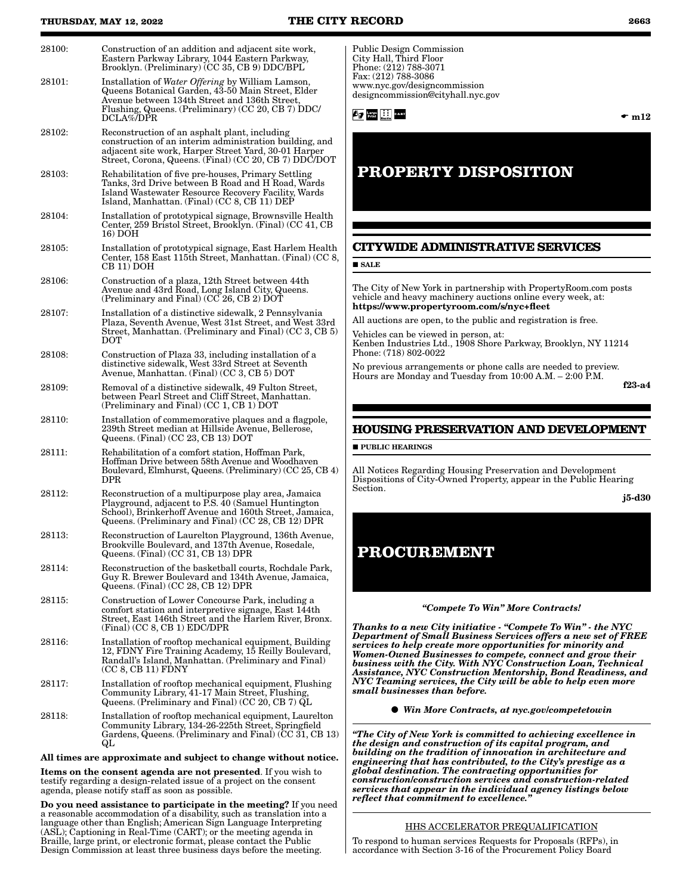28100: Construction of an addition and adjacent site work, Eastern Parkway Library, 1044 Eastern Parkway, Brooklyn. (Preliminary) (CC 35, CB 9) DDC/BPL

28101: Installation of *Water Offering* by William Lamson, Queens Botanical Garden, 43-50 Main Street, Elder Avenue between 134th Street and 136th Street, Flushing, Queens. (Preliminary) (CC 20, CB 7) DDC/DCLA%/DPR

28102: Reconstruction of an asphalt plant, including construction of an interim administration building, and adjacent site work, Harper Street Yard, 30-01 Harper Street, Corona, Queens. (Final) (CC 20, CB 7) DDC/DOT

28103: Rehabilitation of five pre-houses, Primary Settling Tanks, 3rd Drive between B Road and H Road, Wards Island Wastewater Resource Recovery Facility, Wards Island, Manhattan. (Final) (CC 8, CB 11) DEP

28104: Installation of prototypical signage, Brownsville Health Center, 259 Bristol Street, Brooklyn. (Final) (CC 41, CB 16) DOH

28105: Installation of prototypical signage, East Harlem Health Center, 158 East 115th Street, Manhattan. (Final) (CC 8, CB 11) DOH

28106: Construction of a plaza, 12th Street between 44th Avenue and 43rd Road, Long Island City, Queens. (Preliminary and Final) (CC 26, CB 2) DOT

28107: Installation of a distinctive sidewalk, 2 Pennsylvania Plaza, Seventh Avenue, West 31st Street, and West 33rd Street, Manhattan. (Preliminary and Final) (CC 3, CB 5) DOT

28108: Construction of Plaza 33, including installation of a distinctive sidewalk, West 33rd Street at Seventh Avenue, Manhattan. (Final) (CC 3, CB 5) DOT

28109: Removal of a distinctive sidewalk, 49 Fulton Street, between Pearl Street and Cliff Street, Manhattan. (Preliminary and Final) (CC 1, CB 1) DOT

28110: Installation of commemorative plaques and a flagpole, 239th Street median at Hillside Avenue, Bellerose, Queens. (Final) (CC 23, CB 13) DOT

28111: Rehabilitation of a comfort station, Hoffman Park, Hoffman Drive between 58th Avenue and Woodhaven Boulevard, Elmhurst, Queens. (Preliminary) (CC 25, CB 4) DPR

28112: Reconstruction of a multipurpose play area, Jamaica Playground, adjacent to P.S. 40 (Samuel Huntington School), Brinkerhoff Avenue and 160th Street, Jamaica, Queens. (Preliminary and Final) (CC 28, CB 12) DPR

28113: Reconstruction of Laurelton Playground, 136th Avenue, Brookville Boulevard, and 137th Avenue, Rosedale, Queens. (Final) (CC 31, CB 13) DPR

28114: Reconstruction of the basketball courts, Rochdale Park, Guy R. Brewer Boulevard and 134th Avenue, Jamaica, Queens. (Final) (CC 28, CB 12) DPR

28115: Construction of Lower Concourse Park, including a comfort station and interpretive signage, East 144th Street, East 146th Street and the Harlem River, Bronx. (Final) (CC 8, CB 1) EDC/DPR

28116: Installation of rooftop mechanical equipment, Building 12, FDNY Fire Training Academy, 15 Reilly Boulevard, Randall's Island, Manhattan. (Preliminary and Final) (CC 8, CB 11) FDNY

28117: Installation of rooftop mechanical equipment, Flushing Community Library, 41-17 Main Street, Flushing, Queens. (Preliminary and Final) (CC 20, CB 7) QL

28118: Installation of rooftop mechanical equipment, Laurelton Community Library, 134-26-225th Street, Springfield Gardens, Queens. (Preliminary and Final) (CC 31, CB 13) QL

**All times are approximate and subject to change without notice.**

**Items on the consent agenda are not presented**. If you wish to testify regarding a design-related issue of a project on the consent agenda, please notify staff as soon as possible.

**Do you need assistance to participate in the meeting?** If you need a reasonable accommodation of a disability, such as translation into a language other than English; American Sign Language Interpreting (ASL); Captioning in Real-Time (CART); or the meeting agenda in Braille, large print, or electronic format, please contact the Public Design Commission at least three business days before the meeting.

Public Design Commission
City Hall, Third Floor
Phone: (212) 788-3071
Fax: (212) 788-3086
www.nyc.gov/designcommission
designcommission@cityhall.nyc.gov

m12

# PROPERTY DISPOSITION

## CITYWIDE ADMINISTRATIVE SERVICES

■ **SALE**

The City of New York in partnership with PropertyRoom.com posts vehicle and heavy machinery auctions online every week, at: **https://www.propertyroom.com/s/nyc+fleet**

All auctions are open, to the public and registration is free.

Vehicles can be viewed in person, at:
Kenben Industries Ltd., 1908 Shore Parkway, Brooklyn, NY 11214
Phone: (718) 802-0022

No previous arrangements or phone calls are needed to preview. Hours are Monday and Tuesday from 10:00 A.M. – 2:00 P.M.

**f23-a4**

## HOUSING PRESERVATION AND DEVELOPMENT

■ **PUBLIC HEARINGS**

All Notices Regarding Housing Preservation and Development Dispositions of City-Owned Property, appear in the Public Hearing Section.

**j5-d30**

# PROCUREMENT

***"Compete To Win" More Contracts!***

***Thanks to a new City initiative - "Compete To Win" - the NYC Department of Small Business Services offers a new set of FREE services to help create more opportunities for minority and Women-Owned Businesses to compete, connect and grow their business with the City. With NYC Construction Loan, Technical Assistance, NYC Construction Mentorship, Bond Readiness, and NYC Teaming services, the City will be able to help even more small businesses than before.***

● ***Win More Contracts, at nyc.gov/competetowin***

***"The City of New York is committed to achieving excellence in the design and construction of its capital program, and building on the tradition of innovation in architecture and engineering that has contributed, to the City's prestige as a global destination. The contracting opportunities for construction/construction services and construction-related services that appear in the individual agency listings below reflect that commitment to excellence."***

HHS ACCELERATOR PREQUALIFICATION

To respond to human services Requests for Proposals (RFPs), in accordance with Section 3-16 of the Procurement Policy Board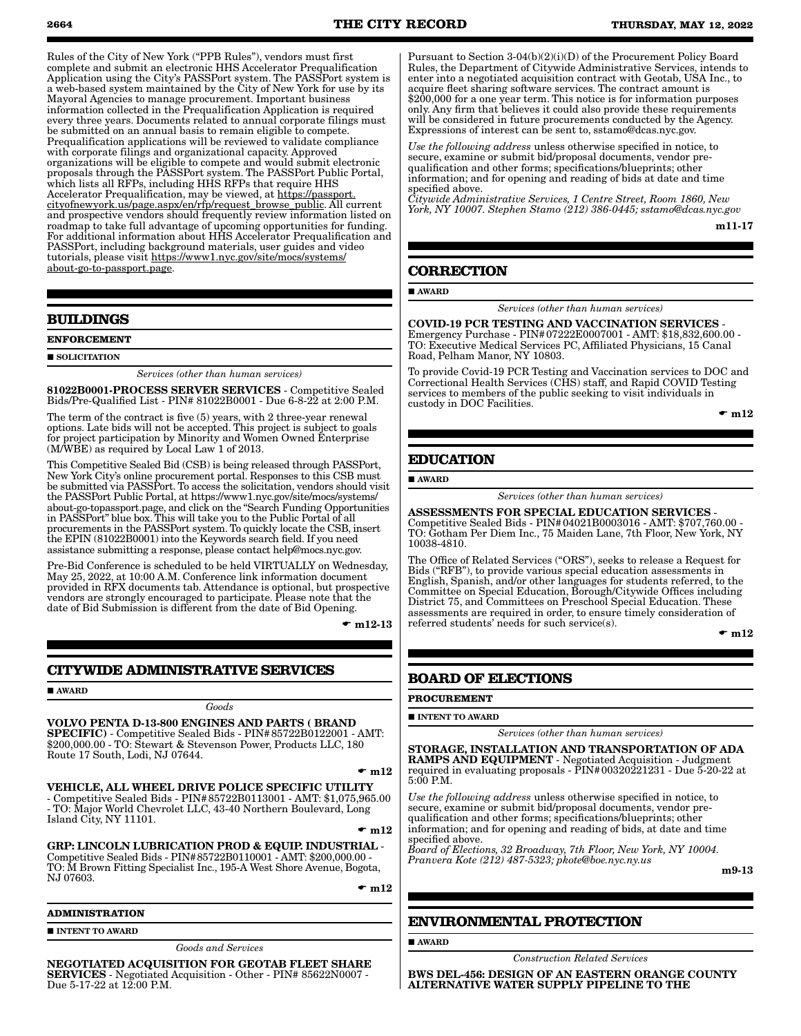Rules of the City of New York ("PPB Rules"), vendors must first complete and submit an electronic HHS Accelerator Prequalification Application using the City's PASSPort system. The PASSPort system is a web-based system maintained by the City of New York for use by its Mayoral Agencies to manage procurement. Important business information collected in the Prequalification Application is required every three years. Documents related to annual corporate filings must be submitted on an annual basis to remain eligible to compete. Prequalification applications will be reviewed to validate compliance with corporate filings and organizational capacity. Approved organizations will be eligible to compete and would submit electronic proposals through the PASSPort system. The PASSPort Public Portal, which lists all RFPs, including HHS RFPs that require HHS Accelerator Prequalification, may be viewed, at https://passport.cityofnewyork.us/page.aspx/en/rfp/request_browse_public. All current and prospective vendors should frequently review information listed on roadmap to take full advantage of upcoming opportunities for funding. For additional information about HHS Accelerator Prequalification and PASSPort, including background materials, user guides and video tutorials, please visit https://www1.nyc.gov/site/mocs/systems/about-go-to-passport.page.

## BUILDINGS

**ENFORCEMENT**

■ **SOLICITATION**

*Services (other than human services)*

**81022B0001-PROCESS SERVER SERVICES** - Competitive Sealed Bids/Pre-Qualified List - PIN# 81022B0001 - Due 6-8-22 at 2:00 P.M.

The term of the contract is five (5) years, with 2 three-year renewal options. Late bids will not be accepted. This project is subject to goals for project participation by Minority and Women Owned Enterprise (M/WBE) as required by Local Law 1 of 2013.

This Competitive Sealed Bid (CSB) is being released through PASSPort, New York City's online procurement portal. Responses to this CSB must be submitted via PASSPort. To access the solicitation, vendors should visit the PASSPort Public Portal, at https://www1.nyc.gov/site/mocs/systems/about-go-topassport.page, and click on the "Search Funding Opportunities in PASSPort" blue box. This will take you to the Public Portal of all procurements in the PASSPort system. To quickly locate the CSB, insert the EPIN (81022B0001) into the Keywords search field. If you need assistance submitting a response, please contact help@mocs.nyc.gov.

Pre-Bid Conference is scheduled to be held VIRTUALLY on Wednesday, May 25, 2022, at 10:00 A.M. Conference link information document provided in RFX documents tab. Attendance is optional, but prospective vendors are strongly encouraged to participate. Please note that the date of Bid Submission is different from the date of Bid Opening.

☛ **m12-13**

## CITYWIDE ADMINISTRATIVE SERVICES

■ **AWARD**

*Goods*

**VOLVO PENTA D-13-800 ENGINES AND PARTS ( BRAND SPECIFIC)** - Competitive Sealed Bids - PIN# 85722B0122001 - AMT: $200,000.00 - TO: Stewart & Stevenson Power, Products LLC, 180 Route 17 South, Lodi, NJ 07644.

☛ **m12**

**VEHICLE, ALL WHEEL DRIVE POLICE SPECIFIC UTILITY** - Competitive Sealed Bids - PIN# 85722B0113001 - AMT: $1,075,965.00 - TO: Major World Chevrolet LLC, 43-40 Northern Boulevard, Long Island City, NY 11101.

☛ **m12**

**GRP: LINCOLN LUBRICATION PROD & EQUIP. INDUSTRIAL** - Competitive Sealed Bids - PIN# 85722B0110001 - AMT: $200,000.00 - TO: M Brown Fitting Specialist Inc., 195-A West Shore Avenue, Bogota, NJ 07603.

☛ **m12**

**ADMINISTRATION**

■ **INTENT TO AWARD**

*Goods and Services*

**NEGOTIATED ACQUISITION FOR GEOTAB FLEET SHARE SERVICES** - Negotiated Acquisition - Other - PIN# 85622N0007 - Due 5-17-22 at 12:00 P.M.

Pursuant to Section 3-04(b)(2)(i)(D) of the Procurement Policy Board Rules, the Department of Citywide Administrative Services, intends to enter into a negotiated acquisition contract with Geotab, USA Inc., to acquire fleet sharing software services. The contract amount is $200,000 for a one year term. This notice is for information purposes only. Any firm that believes it could also provide these requirements will be considered in future procurements conducted by the Agency. Expressions of interest can be sent to, sstamo@dcas.nyc.gov.

*Use the following address* unless otherwise specified in notice, to secure, examine or submit bid/proposal documents, vendor pre-qualification and other forms; specifications/blueprints; other information; and for opening and reading of bids at date and time specified above.
*Citywide Administrative Services, 1 Centre Street, Room 1860, New York, NY 10007. Stephen Stamo (212) 386-0445; sstamo@dcas.nyc.gov*

**m11-17**

## CORRECTION

■ **AWARD**

*Services (other than human services)*

**COVID-19 PCR TESTING AND VACCINATION SERVICES** - Emergency Purchase - PIN# 07222E0007001 - AMT: $18,832,600.00 - TO: Executive Medical Services PC, Affiliated Physicians, 15 Canal Road, Pelham Manor, NY 10803.

To provide Covid-19 PCR Testing and Vaccination services to DOC and Correctional Health Services (CHS) staff, and Rapid COVID Testing services to members of the public seeking to visit individuals in custody in DOC Facilities.

☛ **m12**

## EDUCATION

■ **AWARD**

*Services (other than human services)*

**ASSESSMENTS FOR SPECIAL EDUCATION SERVICES** - Competitive Sealed Bids - PIN# 04021B0003016 - AMT: $707,760.00 - TO: Gotham Per Diem Inc., 75 Maiden Lane, 7th Floor, New York, NY 10038-4810.

The Office of Related Services ("ORS"), seeks to release a Request for Bids ("RFB"), to provide various special education assessments in English, Spanish, and/or other languages for students referred, to the Committee on Special Education, Borough/Citywide Offices including District 75, and Committees on Preschool Special Education. These assessments are required in order, to ensure timely consideration of referred students' needs for such service(s).

☛ **m12**

## BOARD OF ELECTIONS

**PROCUREMENT**

■ **INTENT TO AWARD**

*Services (other than human services)*

**STORAGE, INSTALLATION AND TRANSPORTATION OF ADA RAMPS AND EQUIPMENT** - Negotiated Acquisition - Judgment required in evaluating proposals - PIN# 00320221231 - Due 5-20-22 at 5:00 P.M.

*Use the following address* unless otherwise specified in notice, to secure, examine or submit bid/proposal documents, vendor pre-qualification and other forms; specifications/blueprints; other information; and for opening and reading of bids, at date and time specified above.
*Board of Elections, 32 Broadway, 7th Floor, New York, NY 10004. Pranvera Kote (212) 487-5323; pkote@boe.nyc.ny.us*

**m9-13**

## ENVIRONMENTAL PROTECTION

■ **AWARD**

*Construction Related Services*

**BWS DEL-456: DESIGN OF AN EASTERN ORANGE COUNTY ALTERNATIVE WATER SUPPLY PIPELINE TO THE**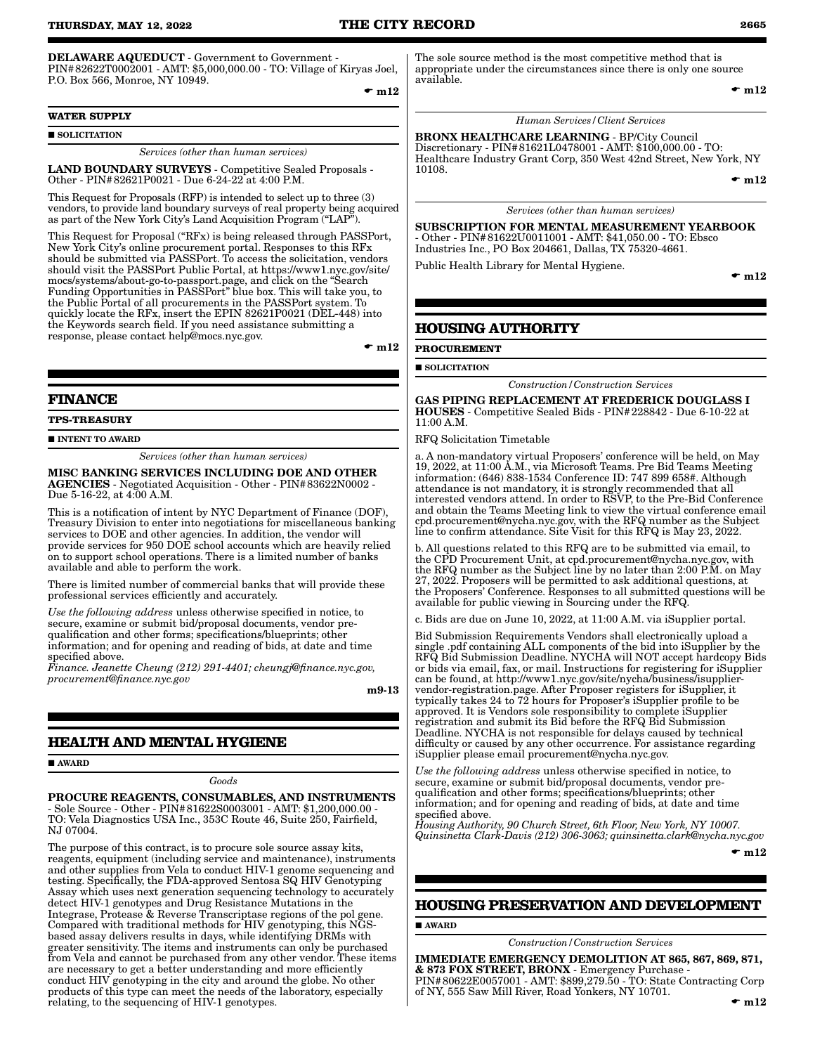**DELAWARE AQUEDUCT** - Government to Government - PIN#82622T0002001 - AMT: $5,000,000.00 - TO: Village of Kiryas Joel, P.O. Box 566, Monroe, NY 10949.

☛ **m12**

**WATER SUPPLY**

■ **SOLICITATION**

*Services (other than human services)*

**LAND BOUNDARY SURVEYS** - Competitive Sealed Proposals - Other - PIN#82621P0021 - Due 6-24-22 at 4:00 P.M.

This Request for Proposals (RFP) is intended to select up to three (3) vendors, to provide land boundary surveys of real property being acquired as part of the New York City's Land Acquisition Program ("LAP").

This Request for Proposal ("RFx) is being released through PASSPort, New York City's online procurement portal. Responses to this RFx should be submitted via PASSPort. To access the solicitation, vendors should visit the PASSPort Public Portal, at https://www1.nyc.gov/site/mocs/systems/about-go-to-passport.page, and click on the "Search Funding Opportunities in PASSPort" blue box. This will take you, to the Public Portal of all procurements in the PASSPort system. To quickly locate the RFx, insert the EPIN 82621P0021 (DEL-448) into the Keywords search field. If you need assistance submitting a response, please contact help@mocs.nyc.gov.

☛ **m12**

## FINANCE

**TPS-TREASURY**

■ **INTENT TO AWARD**

*Services (other than human services)*

**MISC BANKING SERVICES INCLUDING DOE AND OTHER AGENCIES** - Negotiated Acquisition - Other - PIN#83622N0002 - Due 5-16-22, at 4:00 A.M.

This is a notification of intent by NYC Department of Finance (DOF), Treasury Division to enter into negotiations for miscellaneous banking services to DOE and other agencies. In addition, the vendor will provide services for 950 DOE school accounts which are heavily relied on to support school operations. There is a limited number of banks available and able to perform the work.

There is limited number of commercial banks that will provide these professional services efficiently and accurately.

*Use the following address* unless otherwise specified in notice, to secure, examine or submit bid/proposal documents, vendor pre-qualification and other forms; specifications/blueprints; other information; and for opening and reading of bids, at date and time specified above.
*Finance. Jeanette Cheung (212) 291-4401; cheungj@finance.nyc.gov, procurement@finance.nyc.gov*

**m9-13**

## HEALTH AND MENTAL HYGIENE

■ **AWARD**

*Goods*

**PROCURE REAGENTS, CONSUMABLES, AND INSTRUMENTS** - Sole Source - Other - PIN#81622S0003001 - AMT: $1,200,000.00 - TO: Vela Diagnostics USA Inc., 353C Route 46, Suite 250, Fairfield, NJ 07004.

The purpose of this contract, is to procure sole source assay kits, reagents, equipment (including service and maintenance), instruments and other supplies from Vela to conduct HIV-1 genome sequencing and testing. Specifically, the FDA-approved Sentosa SQ HIV Genotyping Assay which uses next generation sequencing technology to accurately detect HIV-1 genotypes and Drug Resistance Mutations in the Integrase, Protease & Reverse Transcriptase regions of the pol gene. Compared with traditional methods for HIV genotyping, this NGS-based assay delivers results in days, while identifying DRMs with greater sensitivity. The items and instruments can only be purchased from Vela and cannot be purchased from any other vendor. These items are necessary to get a better understanding and more efficiently conduct HIV genotyping in the city and around the globe. No other products of this type can meet the needs of the laboratory, especially relating, to the sequencing of HIV-1 genotypes.

The sole source method is the most competitive method that is appropriate under the circumstances since there is only one source available.

☛ **m12**

*Human Services/Client Services*

**BRONX HEALTHCARE LEARNING** - BP/City Council Discretionary - PIN#81621L0478001 - AMT: $100,000.00 - TO: Healthcare Industry Grant Corp, 350 West 42nd Street, New York, NY 10108.

☛ **m12**

*Services (other than human services)*

**SUBSCRIPTION FOR MENTAL MEASUREMENT YEARBOOK** - Other - PIN#81622U0011001 - AMT: $41,050.00 - TO: Ebsco Industries Inc., PO Box 204661, Dallas, TX 75320-4661.

Public Health Library for Mental Hygiene.

☛ **m12**

## HOUSING AUTHORITY

**PROCUREMENT**

■ **SOLICITATION**

*Construction/Construction Services*

**GAS PIPING REPLACEMENT AT FREDERICK DOUGLASS I HOUSES** - Competitive Sealed Bids - PIN#228842 - Due 6-10-22 at 11:00 A.M.

RFQ Solicitation Timetable

a. A non-mandatory virtual Proposers' conference will be held, on May 19, 2022, at 11:00 A.M., via Microsoft Teams. Pre Bid Teams Meeting information: (646) 838-1534 Conference ID: 747 899 658#. Although attendance is not mandatory, it is strongly recommended that all interested vendors attend. In order to RSVP, to the Pre-Bid Conference and obtain the Teams Meeting link to view the virtual conference email cpd.procurement@nycha.nyc.gov, with the RFQ number as the Subject line to confirm attendance. Site Visit for this RFQ is May 23, 2022.

b. All questions related to this RFQ are to be submitted via email, to the CPD Procurement Unit, at cpd.procurement@nycha.nyc.gov, with the RFQ number as the Subject line by no later than 2:00 P.M. on May 27, 2022. Proposers will be permitted to ask additional questions, at the Proposers' Conference. Responses to all submitted questions will be available for public viewing in Sourcing under the RFQ.

c. Bids are due on June 10, 2022, at 11:00 A.M. via iSupplier portal.

Bid Submission Requirements Vendors shall electronically upload a single .pdf containing ALL components of the bid into iSupplier by the RFQ Bid Submission Deadline. NYCHA will NOT accept hardcopy Bids or bids via email, fax, or mail. Instructions for registering for iSupplier can be found, at http://www1.nyc.gov/site/nycha/business/isupplier-vendor-registration.page. After Proposer registers for iSupplier, it typically takes 24 to 72 hours for Proposer's iSupplier profile to be approved. It is Vendors sole responsibility to complete iSupplier registration and submit its Bid before the RFQ Bid Submission Deadline. NYCHA is not responsible for delays caused by technical difficulty or caused by any other occurrence. For assistance regarding iSupplier please email procurement@nycha.nyc.gov.

*Use the following address* unless otherwise specified in notice, to secure, examine or submit bid/proposal documents, vendor pre-qualification and other forms; specifications/blueprints; other information; and for opening and reading of bids, at date and time specified above.
*Housing Authority, 90 Church Street, 6th Floor, New York, NY 10007. Quinsinetta Clark-Davis (212) 306-3063; quinsinetta.clark@nycha.nyc.gov*

☛ **m12**

## HOUSING PRESERVATION AND DEVELOPMENT

■ **AWARD**

*Construction/Construction Services*

**IMMEDIATE EMERGENCY DEMOLITION AT 865, 867, 869, 871, & 873 FOX STREET, BRONX** - Emergency Purchase - PIN#80622E0057001 - AMT: $899,279.50 - TO: State Contracting Corp of NY, 555 Saw Mill River, Road Yonkers, NY 10701.

☛ **m12**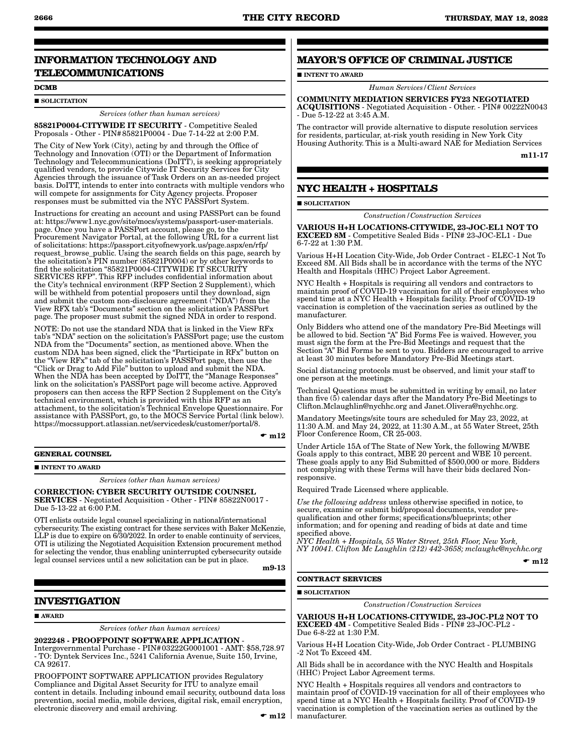## INFORMATION TECHNOLOGY AND TELECOMMUNICATIONS

**DCMB**

■ **SOLICITATION**

*Services (other than human services)*

**85821P0004-CITYWIDE IT SECURITY** - Competitive Sealed Proposals - Other - PIN#85821P0004 - Due 7-14-22 at 2:00 P.M.

The City of New York (City), acting by and through the Office of Technology and Innovation (OTI) or the Department of Information Technology and Telecommunications (DoITT), is seeking appropriately qualified vendors, to provide Citywide IT Security Services for City Agencies through the issuance of Task Orders on an as-needed project basis. DoITT, intends to enter into contracts with multiple vendors who will compete for assignments for City Agency projects. Proposer responses must be submitted via the NYC PASSPort System.

Instructions for creating an account and using PASSPort can be found at: https://www1.nyc.gov/site/mocs/systems/passport-user-materials.page. Once you have a PASSPort account, please go, to the Procurement Navigator Portal, at the following URL for a current list of solicitations: https://passport.cityofnewyork.us/page.aspx/en/rfp/request_browse_public. Using the search fields on this page, search by the solicitation's PIN number (85821P0004) or by other keywords to find the solicitation "85821P0004-CITYWIDE IT SECURITY SERVICES RFP". This RFP includes confidential information about the City's technical environment (RFP Section 2 Supplement), which will be withheld from potential proposers until they download, sign and submit the custom non-disclosure agreement ("NDA") from the View RFX tab's "Documents" section on the solicitation's PASSPort page. The proposer must submit the signed NDA in order to respond.

NOTE: Do not use the standard NDA that is linked in the View RFx tab's "NDA" section on the solicitation's PASSPort page; use the custom NDA from the "Documents" section, as mentioned above. When the custom NDA has been signed, click the "Participate in RFx" button on the "View RFx" tab of the solicitation's PASSPort page, then use the "Click or Drag to Add File" button to upload and submit the NDA. When the NDA has been accepted by DoITT, the "Manage Responses" link on the solicitation's PASSPort page will become active. Approved proposers can then access the RFP Section 2 Supplement on the City's technical environment, which is provided with this RFP as an attachment, to the solicitation's Technical Envelope Questionnaire. For assistance with PASSPort, go, to the MOCS Service Portal (link below). https://mocssupport.atlassian.net/servicedesk/customer/portal/8.

☛ **m12**

**GENERAL COUNSEL**

■ **INTENT TO AWARD**

*Services (other than human services)*

**CORRECTION: CYBER SECURITY OUTSIDE COUNSEL SERVICES** - Negotiated Acquisition - Other - PIN# 85822N0017 - Due 5-13-22 at 6:00 P.M.

OTI enlists outside legal counsel specializing in national/international cybersecurity. The existing contract for these services with Baker McKenzie, LLP is due to expire on 6/30/2022. In order to enable continuity of services, OTI is utilizing the Negotiated Acquisition Extension procurement method for selecting the vendor, thus enabling uninterrupted cybersecurity outside legal counsel services until a new solicitation can be put in place.

**m9-13**

## INVESTIGATION

■ **AWARD**

*Services (other than human services)*

**2022248 - PROOFPOINT SOFTWARE APPLICATION** - Intergovernmental Purchase - PIN#03222G0001001 - AMT: $58,728.97 - TO: Dyntek Services Inc., 5241 California Avenue, Suite 150, Irvine, CA 92617.

PROOFPOINT SOFTWARE APPLICATION provides Regulatory Compliance and Digital Asset Security for ITU to analyze email content in details. Including inbound email security, outbound data loss prevention, social media, mobile devices, digital risk, email encryption, electronic discovery and email archiving.

☛ **m12**

## MAYOR'S OFFICE OF CRIMINAL JUSTICE

■ **INTENT TO AWARD**

*Human Services/Client Services*

**COMMUNITY MEDIATION SERVICES FY23 NEGOTIATED ACQUISITIONS** - Negotiated Acquisition - Other. - PIN# 00222N0043 - Due 5-12-22 at 3:45 A.M.

The contractor will provide alternative to dispute resolution services for residents, particular, at-risk youth residing in New York City Housing Authority. This is a Multi-award NAE for Mediation Services

**m11-17**

## NYC HEALTH + HOSPITALS

■ **SOLICITATION**

*Construction/Construction Services*

**VARIOUS H+H LOCATIONS-CITYWIDE, 23-JOC-EL1 NOT TO EXCEED 8M** - Competitive Sealed Bids - PIN# 23-JOC-EL1 - Due 6-7-22 at 1:30 P.M.

Various H+H Location City-Wide, Job Order Contract - ELEC-1 Not To Exceed 8M. All Bids shall be in accordance with the terms of the NYC Health and Hospitals (HHC) Project Labor Agreement.

NYC Health + Hospitals is requiring all vendors and contractors to maintain proof of COVID-19 vaccination for all of their employees who spend time at a NYC Health + Hospitals facility. Proof of COVID-19 vaccination is completion of the vaccination series as outlined by the manufacturer.

Only Bidders who attend one of the mandatory Pre-Bid Meetings will be allowed to bid. Section "A" Bid Forms Fee is waived. However, you must sign the form at the Pre-Bid Meetings and request that the Section "A" Bid Forms be sent to you. Bidders are encouraged to arrive at least 30 minutes before Mandatory Pre-Bid Meetings start.

Social distancing protocols must be observed, and limit your staff to one person at the meetings.

Technical Questions must be submitted in writing by email, no later than five (5) calendar days after the Mandatory Pre-Bid Meetings to Clifton.Mclaughlin@nychhc.org and Janet.Olivera@nychhc.org.

Mandatory Meetings/site tours are scheduled for May 23, 2022, at 11:30 A.M. and May 24, 2022, at 11:30 A.M., at 55 Water Street, 25th Floor Conference Room, CR 25-003.

Under Article 15A of The State of New York, the following M/WBE Goals apply to this contract, MBE 20 percent and WBE 10 percent. These goals apply to any Bid Submitted of $500,000 or more. Bidders not complying with these Terms will have their bids declared Non-responsive.

Required Trade Licensed where applicable.

*Use the following address* unless otherwise specified in notice, to secure, examine or submit bid/proposal documents, vendor pre-qualification and other forms; specifications/blueprints; other information; and for opening and reading of bids at date and time specified above.
*NYC Health + Hospitals, 55 Water Street, 25th Floor, New York, NY 10041. Clifton Mc Laughlin (212) 442-3658; mclaughc@nychhc.org*

☛ **m12**

**CONTRACT SERVICES**

■ **SOLICITATION**

*Construction/Construction Services*

**VARIOUS H+H LOCATIONS-CITYWIDE, 23-JOC-PL2 NOT TO EXCEED 4M** - Competitive Sealed Bids - PIN# 23-JOC-PL2 - Due 6-8-22 at 1:30 P.M.

Various H+H Location City-Wide, Job Order Contract - PLUMBING -2 Not To Exceed 4M.

All Bids shall be in accordance with the NYC Health and Hospitals (HHC) Project Labor Agreement terms.

NYC Health + Hospitals requires all vendors and contractors to maintain proof of COVID-19 vaccination for all of their employees who spend time at a NYC Health + Hospitals facility. Proof of COVID-19 vaccination is completion of the vaccination series as outlined by the manufacturer.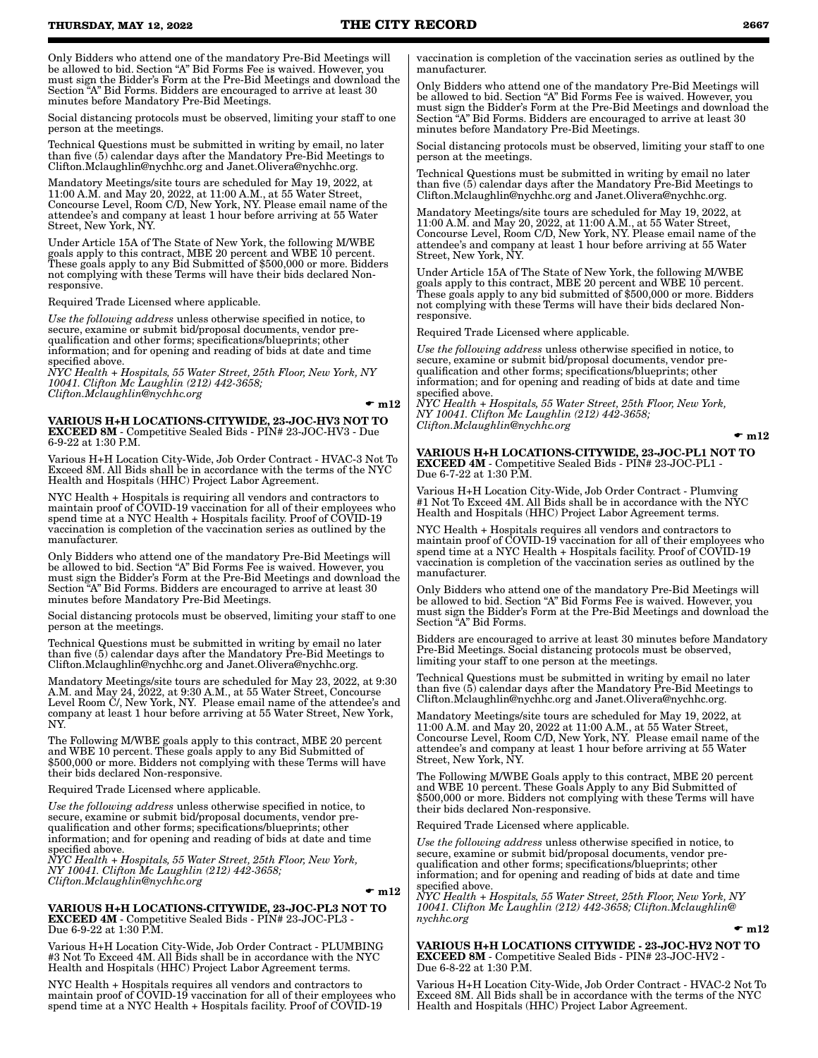Only Bidders who attend one of the mandatory Pre-Bid Meetings will be allowed to bid. Section "A" Bid Forms Fee is waived. However, you must sign the Bidder's Form at the Pre-Bid Meetings and download the Section "A" Bid Forms. Bidders are encouraged to arrive at least 30 minutes before Mandatory Pre-Bid Meetings.

Social distancing protocols must be observed, limiting your staff to one person at the meetings.

Technical Questions must be submitted in writing by email, no later than five (5) calendar days after the Mandatory Pre-Bid Meetings to Clifton.Mclaughlin@nychhc.org and Janet.Olivera@nychhc.org.

Mandatory Meetings/site tours are scheduled for May 19, 2022, at 11:00 A.M. and May 20, 2022, at 11:00 A.M., at 55 Water Street, Concourse Level, Room C/D, New York, NY. Please email name of the attendee's and company at least 1 hour before arriving at 55 Water Street, New York, NY.

Under Article 15A of The State of New York, the following M/WBE goals apply to this contract, MBE 20 percent and WBE 10 percent. These goals apply to any Bid Submitted of $500,000 or more. Bidders not complying with these Terms will have their bids declared Non-responsive.

Required Trade Licensed where applicable.

*Use the following address* unless otherwise specified in notice, to secure, examine or submit bid/proposal documents, vendor pre-qualification and other forms; specifications/blueprints; other information; and for opening and reading of bids at date and time specified above.
*NYC Health + Hospitals, 55 Water Street, 25th Floor, New York, NY 10041. Clifton Mc Laughlin (212) 442-3658; Clifton.Mclaughlin@nychhc.org*

☛ m12

**VARIOUS H+H LOCATIONS-CITYWIDE, 23-JOC-HV3 NOT TO EXCEED 8M** - Competitive Sealed Bids - PIN# 23-JOC-HV3 - Due 6-9-22 at 1:30 P.M.

Various H+H Location City-Wide, Job Order Contract - HVAC-3 Not To Exceed 8M. All Bids shall be in accordance with the terms of the NYC Health and Hospitals (HHC) Project Labor Agreement.

NYC Health + Hospitals is requiring all vendors and contractors to maintain proof of COVID-19 vaccination for all of their employees who spend time at a NYC Health + Hospitals facility. Proof of COVID-19 vaccination is completion of the vaccination series as outlined by the manufacturer.

Only Bidders who attend one of the mandatory Pre-Bid Meetings will be allowed to bid. Section "A" Bid Forms Fee is waived. However, you must sign the Bidder's Form at the Pre-Bid Meetings and download the Section "A" Bid Forms. Bidders are encouraged to arrive at least 30 minutes before Mandatory Pre-Bid Meetings.

Social distancing protocols must be observed, limiting your staff to one person at the meetings.

Technical Questions must be submitted in writing by email no later than five (5) calendar days after the Mandatory Pre-Bid Meetings to Clifton.Mclaughlin@nychhc.org and Janet.Olivera@nychhc.org.

Mandatory Meetings/site tours are scheduled for May 23, 2022, at 9:30 A.M. and May 24, 2022, at 9:30 A.M., at 55 Water Street, Concourse Level Room C/, New York, NY. Please email name of the attendee's and company at least 1 hour before arriving at 55 Water Street, New York, NY.

The Following M/WBE goals apply to this contract, MBE 20 percent and WBE 10 percent. These goals apply to any Bid Submitted of $500,000 or more. Bidders not complying with these Terms will have their bids declared Non-responsive.

Required Trade Licensed where applicable.

*Use the following address* unless otherwise specified in notice, to secure, examine or submit bid/proposal documents, vendor pre-qualification and other forms; specifications/blueprints; other information; and for opening and reading of bids at date and time specified above.
*NYC Health + Hospitals, 55 Water Street, 25th Floor, New York, NY 10041. Clifton Mc Laughlin (212) 442-3658; Clifton.Mclaughlin@nychhc.org*

☛ m12

**VARIOUS H+H LOCATIONS-CITYWIDE, 23-JOC-PL3 NOT TO EXCEED 4M** - Competitive Sealed Bids - PIN# 23-JOC-PL3 - Due 6-9-22 at 1:30 P.M.

Various H+H Location City-Wide, Job Order Contract - PLUMBING #3 Not To Exceed 4M. All Bids shall be in accordance with the NYC Health and Hospitals (HHC) Project Labor Agreement terms.

NYC Health + Hospitals requires all vendors and contractors to maintain proof of COVID-19 vaccination for all of their employees who spend time at a NYC Health + Hospitals facility. Proof of COVID-19 vaccination is completion of the vaccination series as outlined by the manufacturer.

Only Bidders who attend one of the mandatory Pre-Bid Meetings will be allowed to bid. Section "A" Bid Forms Fee is waived. However, you must sign the Bidder's Form at the Pre-Bid Meetings and download the Section "A" Bid Forms. Bidders are encouraged to arrive at least 30 minutes before Mandatory Pre-Bid Meetings.

Social distancing protocols must be observed, limiting your staff to one person at the meetings.

Technical Questions must be submitted in writing by email no later than five (5) calendar days after the Mandatory Pre-Bid Meetings to Clifton.Mclaughlin@nychhc.org and Janet.Olivera@nychhc.org.

Mandatory Meetings/site tours are scheduled for May 19, 2022, at 11:00 A.M. and May 20, 2022, at 11:00 A.M., at 55 Water Street, Concourse Level, Room C/D, New York, NY. Please email name of the attendee's and company at least 1 hour before arriving at 55 Water Street, New York, NY.

Under Article 15A of The State of New York, the following M/WBE goals apply to this contract, MBE 20 percent and WBE 10 percent. These goals apply to any bid submitted of $500,000 or more. Bidders not complying with these Terms will have their bids declared Non-responsive.

Required Trade Licensed where applicable.

*Use the following address* unless otherwise specified in notice, to secure, examine or submit bid/proposal documents, vendor pre-qualification and other forms; specifications/blueprints; other information; and for opening and reading of bids at date and time specified above.
*NYC Health + Hospitals, 55 Water Street, 25th Floor, New York, NY 10041. Clifton Mc Laughlin (212) 442-3658; Clifton.Mclaughlin@nychhc.org*

☛ m12

**VARIOUS H+H LOCATIONS-CITYWIDE, 23-JOC-PL1 NOT TO EXCEED 4M** - Competitive Sealed Bids - PIN# 23-JOC-PL1 - Due 6-7-22 at 1:30 P.M.

Various H+H Location City-Wide, Job Order Contract - Plumving #1 Not To Exceed 4M. All Bids shall be in accordance with the NYC Health and Hospitals (HHC) Project Labor Agreement terms.

NYC Health + Hospitals requires all vendors and contractors to maintain proof of COVID-19 vaccination for all of their employees who spend time at a NYC Health + Hospitals facility. Proof of COVID-19 vaccination is completion of the vaccination series as outlined by the manufacturer.

Only Bidders who attend one of the mandatory Pre-Bid Meetings will be allowed to bid. Section "A" Bid Forms Fee is waived. However, you must sign the Bidder's Form at the Pre-Bid Meetings and download the Section "A" Bid Forms.

Bidders are encouraged to arrive at least 30 minutes before Mandatory Pre-Bid Meetings. Social distancing protocols must be observed, limiting your staff to one person at the meetings.

Technical Questions must be submitted in writing by email no later than five (5) calendar days after the Mandatory Pre-Bid Meetings to Clifton.Mclaughlin@nychhc.org and Janet.Olivera@nychhc.org.

Mandatory Meetings/site tours are scheduled for May 19, 2022, at 11:00 A.M. and May 20, 2022 at 11:00 A.M., at 55 Water Street, Concourse Level, Room C/D, New York, NY. Please email name of the attendee's and company at least 1 hour before arriving at 55 Water Street, New York, NY.

The Following M/WBE Goals apply to this contract, MBE 20 percent and WBE 10 percent. These Goals Apply to any Bid Submitted of $500,000 or more. Bidders not complying with these Terms will have their bids declared Non-responsive.

Required Trade Licensed where applicable.

*Use the following address* unless otherwise specified in notice, to secure, examine or submit bid/proposal documents, vendor pre-qualification and other forms; specifications/blueprints; other information; and for opening and reading of bids at date and time specified above.
*NYC Health + Hospitals, 55 Water Street, 25th Floor, New York, NY 10041. Clifton Mc Laughlin (212) 442-3658; Clifton.Mclaughlin@nychhc.org*

☛ m12

**VARIOUS H+H LOCATIONS CITYWIDE - 23-JOC-HV2 NOT TO EXCEED 8M** - Competitive Sealed Bids - PIN# 23-JOC-HV2 - Due 6-8-22 at 1:30 P.M.

Various H+H Location City-Wide, Job Order Contract - HVAC-2 Not To Exceed 8M. All Bids shall be in accordance with the terms of the NYC Health and Hospitals (HHC) Project Labor Agreement.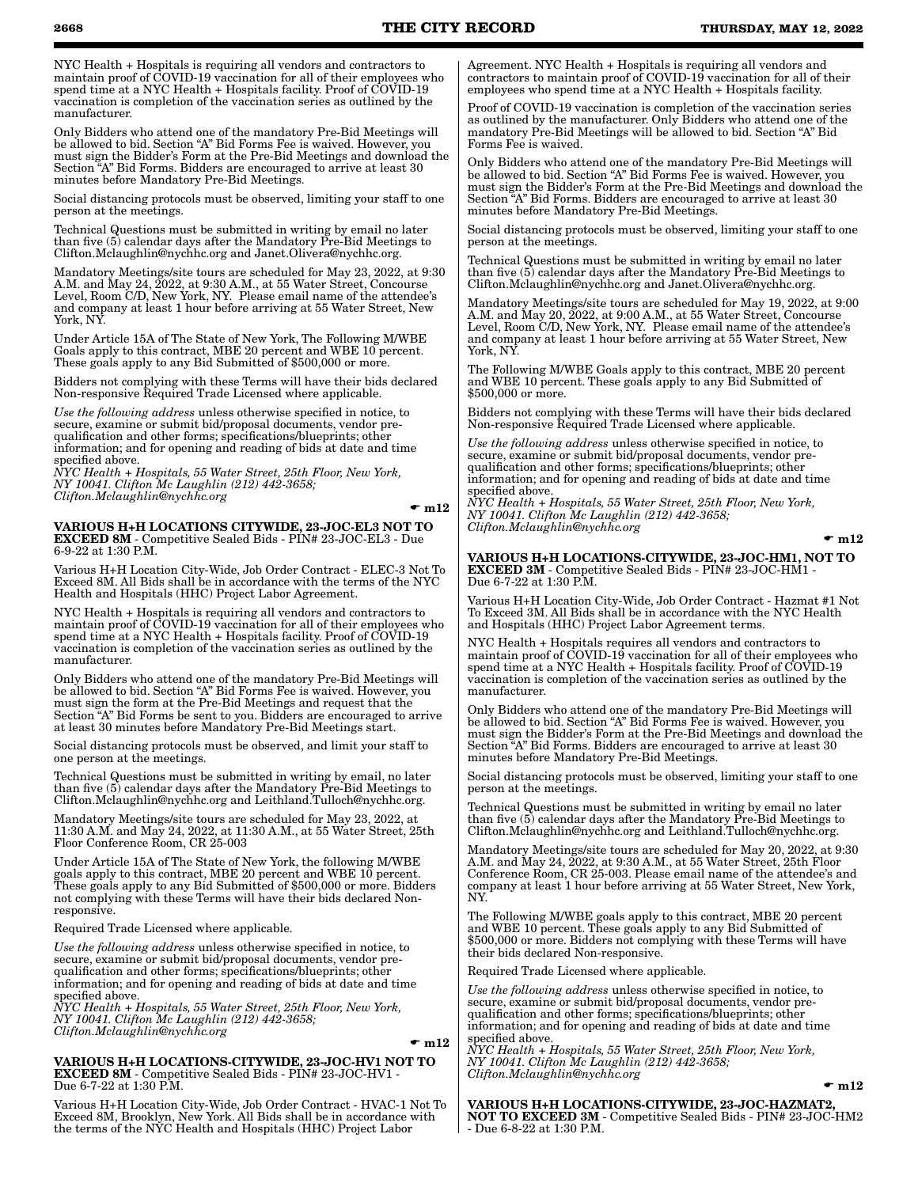NYC Health + Hospitals is requiring all vendors and contractors to maintain proof of COVID-19 vaccination for all of their employees who spend time at a NYC Health + Hospitals facility. Proof of COVID-19 vaccination is completion of the vaccination series as outlined by the manufacturer.

Only Bidders who attend one of the mandatory Pre-Bid Meetings will be allowed to bid. Section "A" Bid Forms Fee is waived. However, you must sign the Bidder's Form at the Pre-Bid Meetings and download the Section "A" Bid Forms. Bidders are encouraged to arrive at least 30 minutes before Mandatory Pre-Bid Meetings.

Social distancing protocols must be observed, limiting your staff to one person at the meetings.

Technical Questions must be submitted in writing by email no later than five (5) calendar days after the Mandatory Pre-Bid Meetings to Clifton.Mclaughlin@nychhc.org and Janet.Olivera@nychhc.org.

Mandatory Meetings/site tours are scheduled for May 23, 2022, at 9:30 A.M. and May 24, 2022, at 9:30 A.M., at 55 Water Street, Concourse Level, Room C/D, New York, NY. Please email name of the attendee's and company at least 1 hour before arriving at 55 Water Street, New York, NY.

Under Article 15A of The State of New York, The Following M/WBE Goals apply to this contract, MBE 20 percent and WBE 10 percent. These goals apply to any Bid Submitted of $500,000 or more.

Bidders not complying with these Terms will have their bids declared Non-responsive Required Trade Licensed where applicable.

*Use the following address* unless otherwise specified in notice, to secure, examine or submit bid/proposal documents, vendor pre-qualification and other forms; specifications/blueprints; other information; and for opening and reading of bids at date and time specified above.
*NYC Health + Hospitals, 55 Water Street, 25th Floor, New York, NY 10041. Clifton Mc Laughlin (212) 442-3658; Clifton.Mclaughlin@nychhc.org*

☛ m12

**VARIOUS H+H LOCATIONS CITYWIDE, 23-JOC-EL3 NOT TO EXCEED 8M** - Competitive Sealed Bids - PIN# 23-JOC-EL3 - Due 6-9-22 at 1:30 P.M.

Various H+H Location City-Wide, Job Order Contract - ELEC-3 Not To Exceed 8M. All Bids shall be in accordance with the terms of the NYC Health and Hospitals (HHC) Project Labor Agreement.

NYC Health + Hospitals is requiring all vendors and contractors to maintain proof of COVID-19 vaccination for all of their employees who spend time at a NYC Health + Hospitals facility. Proof of COVID-19 vaccination is completion of the vaccination series as outlined by the manufacturer.

Only Bidders who attend one of the mandatory Pre-Bid Meetings will be allowed to bid. Section "A" Bid Forms Fee is waived. However, you must sign the form at the Pre-Bid Meetings and request that the Section "A" Bid Forms be sent to you. Bidders are encouraged to arrive at least 30 minutes before Mandatory Pre-Bid Meetings start.

Social distancing protocols must be observed, and limit your staff to one person at the meetings.

Technical Questions must be submitted in writing by email, no later than five (5) calendar days after the Mandatory Pre-Bid Meetings to Clifton.Mclaughlin@nychhc.org and Leithland.Tulloch@nychhc.org.

Mandatory Meetings/site tours are scheduled for May 23, 2022, at 11:30 A.M. and May 24, 2022, at 11:30 A.M., at 55 Water Street, 25th Floor Conference Room, CR 25-003

Under Article 15A of The State of New York, the following M/WBE goals apply to this contract, MBE 20 percent and WBE 10 percent. These goals apply to any Bid Submitted of $500,000 or more. Bidders not complying with these Terms will have their bids declared Non-responsive.

Required Trade Licensed where applicable.

*Use the following address* unless otherwise specified in notice, to secure, examine or submit bid/proposal documents, vendor pre-qualification and other forms; specifications/blueprints; other information; and for opening and reading of bids at date and time specified above.
*NYC Health + Hospitals, 55 Water Street, 25th Floor, New York, NY 10041. Clifton Mc Laughlin (212) 442-3658; Clifton.Mclaughlin@nychhc.org*

☛ m12

**VARIOUS H+H LOCATIONS-CITYWIDE, 23-JOC-HV1 NOT TO EXCEED 8M** - Competitive Sealed Bids - PIN# 23-JOC-HV1 - Due 6-7-22 at 1:30 P.M.

Various H+H Location City-Wide, Job Order Contract - HVAC-1 Not To Exceed 8M, Brooklyn, New York. All Bids shall be in accordance with the terms of the NYC Health and Hospitals (HHC) Project Labor Agreement. NYC Health + Hospitals is requiring all vendors and contractors to maintain proof of COVID-19 vaccination for all of their employees who spend time at a NYC Health + Hospitals facility.

Proof of COVID-19 vaccination is completion of the vaccination series as outlined by the manufacturer. Only Bidders who attend one of the mandatory Pre-Bid Meetings will be allowed to bid. Section "A" Bid Forms Fee is waived.

Only Bidders who attend one of the mandatory Pre-Bid Meetings will be allowed to bid. Section "A" Bid Forms Fee is waived. However, you must sign the Bidder's Form at the Pre-Bid Meetings and download the Section "A" Bid Forms. Bidders are encouraged to arrive at least 30 minutes before Mandatory Pre-Bid Meetings.

Social distancing protocols must be observed, limiting your staff to one person at the meetings.

Technical Questions must be submitted in writing by email no later than five (5) calendar days after the Mandatory Pre-Bid Meetings to Clifton.Mclaughlin@nychhc.org and Janet.Olivera@nychhc.org.

Mandatory Meetings/site tours are scheduled for May 19, 2022, at 9:00 A.M. and May 20, 2022, at 9:00 A.M., at 55 Water Street, Concourse Level, Room C/D, New York, NY. Please email name of the attendee's and company at least 1 hour before arriving at 55 Water Street, New York, NY.

The Following M/WBE Goals apply to this contract, MBE 20 percent and WBE 10 percent. These goals apply to any Bid Submitted of $500,000 or more.

Bidders not complying with these Terms will have their bids declared Non-responsive Required Trade Licensed where applicable.

*Use the following address* unless otherwise specified in notice, to secure, examine or submit bid/proposal documents, vendor pre-qualification and other forms; specifications/blueprints; other information; and for opening and reading of bids at date and time specified above.
*NYC Health + Hospitals, 55 Water Street, 25th Floor, New York, NY 10041. Clifton Mc Laughlin (212) 442-3658; Clifton.Mclaughlin@nychhc.org*

☛ m12

**VARIOUS H+H LOCATIONS-CITYWIDE, 23-JOC-HM1, NOT TO EXCEED 3M** - Competitive Sealed Bids - PIN# 23-JOC-HM1 - Due 6-7-22 at 1:30 P.M.

Various H+H Location City-Wide, Job Order Contract - Hazmat #1 Not To Exceed 3M. All Bids shall be in accordance with the NYC Health and Hospitals (HHC) Project Labor Agreement terms.

NYC Health + Hospitals requires all vendors and contractors to maintain proof of COVID-19 vaccination for all of their employees who spend time at a NYC Health + Hospitals facility. Proof of COVID-19 vaccination is completion of the vaccination series as outlined by the manufacturer.

Only Bidders who attend one of the mandatory Pre-Bid Meetings will be allowed to bid. Section "A" Bid Forms Fee is waived. However, you must sign the Bidder's Form at the Pre-Bid Meetings and download the Section "A" Bid Forms. Bidders are encouraged to arrive at least 30 minutes before Mandatory Pre-Bid Meetings.

Social distancing protocols must be observed, limiting your staff to one person at the meetings.

Technical Questions must be submitted in writing by email no later than five (5) calendar days after the Mandatory Pre-Bid Meetings to Clifton.Mclaughlin@nychhc.org and Leithland.Tulloch@nychhc.org.

Mandatory Meetings/site tours are scheduled for May 20, 2022, at 9:30 A.M. and May 24, 2022, at 9:30 A.M., at 55 Water Street, 25th Floor Conference Room, CR 25-003. Please email name of the attendee's and company at least 1 hour before arriving at 55 Water Street, New York, NY.

The Following M/WBE goals apply to this contract, MBE 20 percent and WBE 10 percent. These goals apply to any Bid Submitted of $500,000 or more. Bidders not complying with these Terms will have their bids declared Non-responsive.

Required Trade Licensed where applicable.

*Use the following address* unless otherwise specified in notice, to secure, examine or submit bid/proposal documents, vendor pre-qualification and other forms; specifications/blueprints; other information; and for opening and reading of bids at date and time specified above.
*NYC Health + Hospitals, 55 Water Street, 25th Floor, New York, NY 10041. Clifton Mc Laughlin (212) 442-3658; Clifton.Mclaughlin@nychhc.org*

☛ m12

**VARIOUS H+H LOCATIONS-CITYWIDE, 23-JOC-HAZMAT2, NOT TO EXCEED 3M** - Competitive Sealed Bids - PIN# 23-JOC-HM2 - Due 6-8-22 at 1:30 P.M.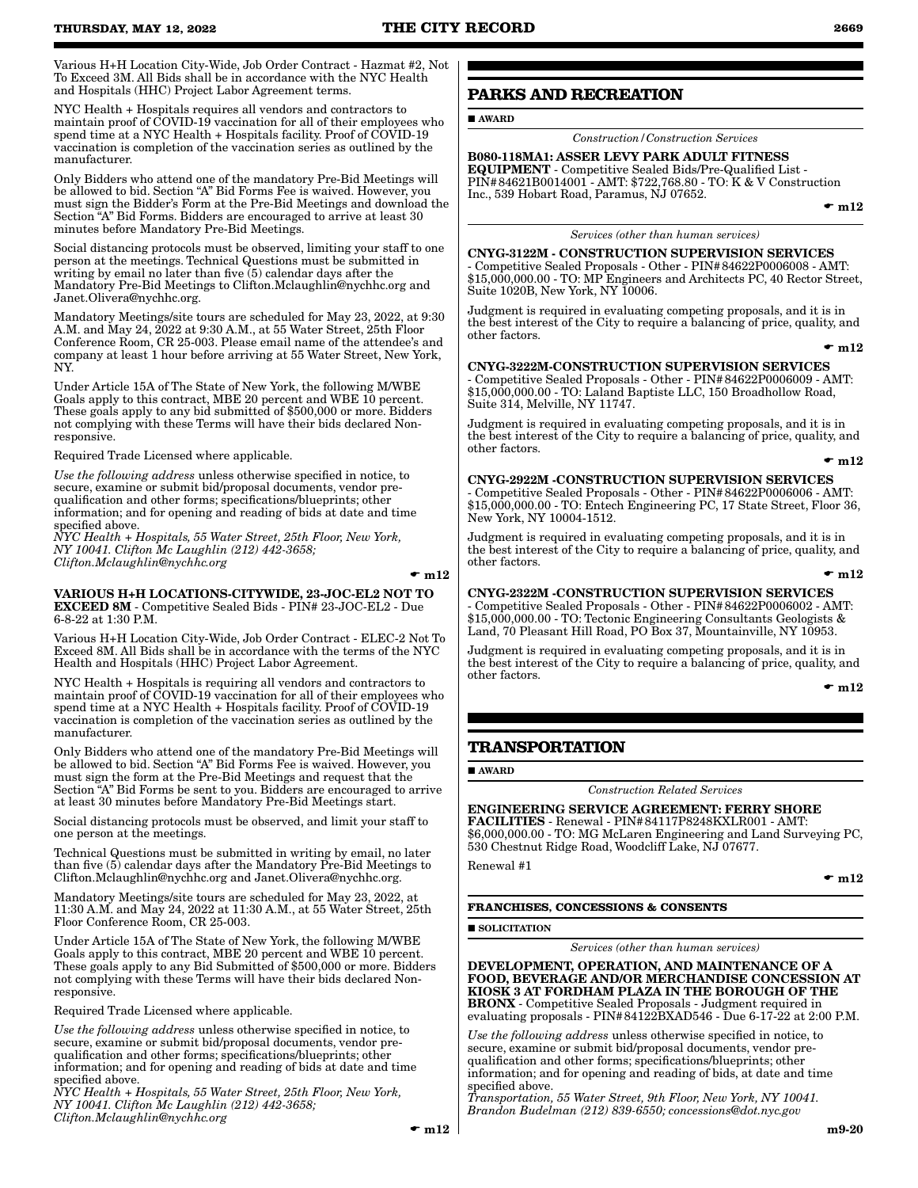Various H+H Location City-Wide, Job Order Contract - Hazmat #2, Not To Exceed 3M. All Bids shall be in accordance with the NYC Health and Hospitals (HHC) Project Labor Agreement terms.

NYC Health + Hospitals requires all vendors and contractors to maintain proof of COVID-19 vaccination for all of their employees who spend time at a NYC Health + Hospitals facility. Proof of COVID-19 vaccination is completion of the vaccination series as outlined by the manufacturer.

Only Bidders who attend one of the mandatory Pre-Bid Meetings will be allowed to bid. Section "A" Bid Forms Fee is waived. However, you must sign the Bidder's Form at the Pre-Bid Meetings and download the Section "A" Bid Forms. Bidders are encouraged to arrive at least 30 minutes before Mandatory Pre-Bid Meetings.

Social distancing protocols must be observed, limiting your staff to one person at the meetings. Technical Questions must be submitted in writing by email no later than five (5) calendar days after the Mandatory Pre-Bid Meetings to Clifton.Mclaughlin@nychhc.org and Janet.Olivera@nychhc.org.

Mandatory Meetings/site tours are scheduled for May 23, 2022, at 9:30 A.M. and May 24, 2022 at 9:30 A.M., at 55 Water Street, 25th Floor Conference Room, CR 25-003. Please email name of the attendee's and company at least 1 hour before arriving at 55 Water Street, New York, NY.

Under Article 15A of The State of New York, the following M/WBE Goals apply to this contract, MBE 20 percent and WBE 10 percent. These goals apply to any bid submitted of $500,000 or more. Bidders not complying with these Terms will have their bids declared Non-responsive.

Required Trade Licensed where applicable.

*Use the following address* unless otherwise specified in notice, to secure, examine or submit bid/proposal documents, vendor pre-qualification and other forms; specifications/blueprints; other information; and for opening and reading of bids at date and time specified above.
*NYC Health + Hospitals, 55 Water Street, 25th Floor, New York, NY 10041. Clifton Mc Laughlin (212) 442-3658; Clifton.Mclaughlin@nychhc.org*

☛ **m12**

**VARIOUS H+H LOCATIONS-CITYWIDE, 23-JOC-EL2 NOT TO EXCEED 8M** - Competitive Sealed Bids - PIN# 23-JOC-EL2 - Due 6-8-22 at 1:30 P.M.

Various H+H Location City-Wide, Job Order Contract - ELEC-2 Not To Exceed 8M. All Bids shall be in accordance with the terms of the NYC Health and Hospitals (HHC) Project Labor Agreement.

NYC Health + Hospitals is requiring all vendors and contractors to maintain proof of COVID-19 vaccination for all of their employees who spend time at a NYC Health + Hospitals facility. Proof of COVID-19 vaccination is completion of the vaccination series as outlined by the manufacturer.

Only Bidders who attend one of the mandatory Pre-Bid Meetings will be allowed to bid. Section "A" Bid Forms Fee is waived. However, you must sign the form at the Pre-Bid Meetings and request that the Section "A" Bid Forms be sent to you. Bidders are encouraged to arrive at least 30 minutes before Mandatory Pre-Bid Meetings start.

Social distancing protocols must be observed, and limit your staff to one person at the meetings.

Technical Questions must be submitted in writing by email, no later than five (5) calendar days after the Mandatory Pre-Bid Meetings to Clifton.Mclaughlin@nychhc.org and Janet.Olivera@nychhc.org.

Mandatory Meetings/site tours are scheduled for May 23, 2022, at 11:30 A.M. and May 24, 2022 at 11:30 A.M., at 55 Water Street, 25th Floor Conference Room, CR 25-003.

Under Article 15A of The State of New York, the following M/WBE Goals apply to this contract, MBE 20 percent and WBE 10 percent. These goals apply to any Bid Submitted of $500,000 or more. Bidders not complying with these Terms will have their bids declared Non-responsive.

Required Trade Licensed where applicable.

*Use the following address* unless otherwise specified in notice, to secure, examine or submit bid/proposal documents, vendor pre-qualification and other forms; specifications/blueprints; other information; and for opening and reading of bids at date and time specified above.
*NYC Health + Hospitals, 55 Water Street, 25th Floor, New York, NY 10041. Clifton Mc Laughlin (212) 442-3658; Clifton.Mclaughlin@nychhc.org*

☛ **m12**

## PARKS AND RECREATION

■ **AWARD**

*Construction/Construction Services*

**B080-118MA1: ASSER LEVY PARK ADULT FITNESS EQUIPMENT** - Competitive Sealed Bids/Pre-Qualified List - PIN#84621B0014001 - AMT: $722,768.80 - TO: K & V Construction Inc., 539 Hobart Road, Paramus, NJ 07652.

☛ **m12**

*Services (other than human services)*

**CNYG-3122M - CONSTRUCTION SUPERVISION SERVICES** - Competitive Sealed Proposals - Other - PIN#84622P0006008 - AMT: $15,000,000.00 - TO: MP Engineers and Architects PC, 40 Rector Street, Suite 1020B, New York, NY 10006.

Judgment is required in evaluating competing proposals, and it is in the best interest of the City to require a balancing of price, quality, and other factors.

☛ **m12**

**CNYG-3222M-CONSTRUCTION SUPERVISION SERVICES** - Competitive Sealed Proposals - Other - PIN#84622P0006009 - AMT: $15,000,000.00 - TO: Laland Baptiste LLC, 150 Broadhollow Road, Suite 314, Melville, NY 11747.

Judgment is required in evaluating competing proposals, and it is in the best interest of the City to require a balancing of price, quality, and other factors.

☛ **m12**

**CNYG-2922M -CONSTRUCTION SUPERVISION SERVICES** - Competitive Sealed Proposals - Other - PIN#84622P0006006 - AMT: $15,000,000.00 - TO: Entech Engineering PC, 17 State Street, Floor 36, New York, NY 10004-1512.

Judgment is required in evaluating competing proposals, and it is in the best interest of the City to require a balancing of price, quality, and other factors.

☛ **m12**

**CNYG-2322M -CONSTRUCTION SUPERVISION SERVICES** - Competitive Sealed Proposals - Other - PIN#84622P0006002 - AMT: $15,000,000.00 - TO: Tectonic Engineering Consultants Geologists & Land, 70 Pleasant Hill Road, PO Box 37, Mountainville, NY 10953.

Judgment is required in evaluating competing proposals, and it is in the best interest of the City to require a balancing of price, quality, and other factors.

☛ **m12**

## TRANSPORTATION

■ **AWARD**

*Construction Related Services*

**ENGINEERING SERVICE AGREEMENT: FERRY SHORE FACILITIES** - Renewal - PIN#84117P8248KXLR001 - AMT: $6,000,000.00 - TO: MG McLaren Engineering and Land Surveying PC, 530 Chestnut Ridge Road, Woodcliff Lake, NJ 07677.

Renewal #1

☛ **m12**

### FRANCHISES, CONCESSIONS & CONSENTS

■ **SOLICITATION**

*Services (other than human services)*

**DEVELOPMENT, OPERATION, AND MAINTENANCE OF A FOOD, BEVERAGE AND/OR MERCHANDISE CONCESSION AT KIOSK 3 AT FORDHAM PLAZA IN THE BOROUGH OF THE BRONX** - Competitive Sealed Proposals - Judgment required in evaluating proposals - PIN#84122BXAD546 - Due 6-17-22 at 2:00 P.M.

*Use the following address* unless otherwise specified in notice, to secure, examine or submit bid/proposal documents, vendor pre-qualification and other forms; specifications/blueprints; other information; and for opening and reading of bids, at date and time specified above.
*Transportation, 55 Water Street, 9th Floor, New York, NY 10041. Brandon Budelman (212) 839-6550; concessions@dot.nyc.gov*

**m9-20**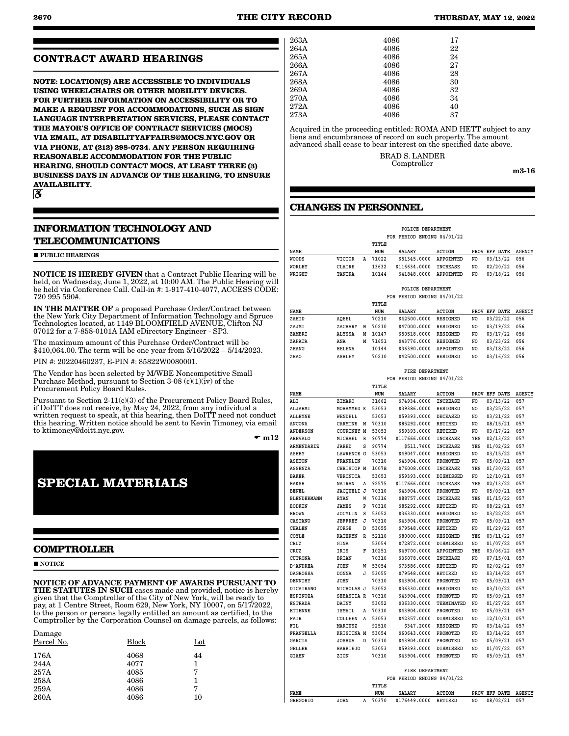## CONTRACT AWARD HEARINGS

**NOTE: LOCATION(S) ARE ACCESSIBLE TO INDIVIDUALS USING WHEELCHAIRS OR OTHER MOBILITY DEVICES. FOR FURTHER INFORMATION ON ACCESSIBILITY OR TO MAKE A REQUEST FOR ACCOMMODATIONS, SUCH AS SIGN LANGUAGE INTERPRETATION SERVICES, PLEASE CONTACT THE MAYOR'S OFFICE OF CONTRACT SERVICES (MOCS) VIA EMAIL, AT DISABILITYAFFAIRS@MOCS.NYC.GOV OR VIA PHONE, AT (212) 298-0734. ANY PERSON REQUIRING REASONABLE ACCOMMODATION FOR THE PUBLIC HEARING, SHOULD CONTACT MOCS, AT LEAST THREE (3) BUSINESS DAYS IN ADVANCE OF THE HEARING, TO ENSURE AVAILABILITY.**

## INFORMATION TECHNOLOGY AND TELECOMMUNICATIONS

■ **PUBLIC HEARINGS**

**NOTICE IS HEREBY GIVEN** that a Contract Public Hearing will be held, on Wednesday, June 1, 2022, at 10:00 AM. The Public Hearing will be held via Conference Call. Call-in #: 1-917-410-4077, ACCESS CODE: 720 995 590#.

**IN THE MATTER OF** a proposed Purchase Order/Contract between the New York City Department of Information Technology and Spruce Technologies located, at 1149 BLOOMFIELD AVENUE, Clifton NJ 07012 for a 7-858-0101A IAM eDirectory Engineer - SP3.

The maximum amount of this Purchase Order/Contract will be $410,064.00. The term will be one year from 5/16/2022 – 5/14/2023.

PIN #: 20220460237, E-PIN #: 85822W0080001.

The Vendor has been selected by M/WBE Noncompetitive Small Purchase Method, pursuant to Section 3-08 (c)(1)(iv) of the Procurement Policy Board Rules.

Pursuant to Section 2-11(c)(3) of the Procurement Policy Board Rules, if DoITT does not receive, by May 24, 2022, from any individual a written request to speak, at this hearing, then DoITT need not conduct this hearing. Written notice should be sent to Kevin Timoney, via email to ktimoney@doitt.nyc.gov.

☛ **m12**

# SPECIAL MATERIALS

## COMPTROLLER

■ **NOTICE**

**NOTICE OF ADVANCE PAYMENT OF AWARDS PURSUANT TO THE STATUTES IN SUCH** cases made and provided, notice is hereby given that the Comptroller of the City of New York, will be ready to pay, at 1 Centre Street, Room 629, New York, NY 10007, on 5/17/2022, to the person or persons legally entitled an amount as certified, to the Comptroller by the Corporation Counsel on damage parcels, as follows:

| Damage Parcel No. | Block | Lot |
|---|---|---|
| 176A | 4068 | 44 |
| 244A | 4077 | 1 |
| 257A | 4085 | 7 |
| 258A | 4086 | 1 |
| 259A | 4086 | 7 |
| 260A | 4086 | 10 |
| 263A | 4086 | 17 |
| 264A | 4086 | 22 |
| 265A | 4086 | 24 |
| 266A | 4086 | 27 |
| 267A | 4086 | 28 |
| 268A | 4086 | 30 |
| 269A | 4086 | 32 |
| 270A | 4086 | 34 |
| 272A | 4086 | 40 |
| 273A | 4086 | 37 |

Acquired in the proceeding entitled: ROMA AND HETT subject to any liens and encumbrances of record on such property. The amount advanced shall cease to bear interest on the specified date above.

BRAD S. LANDER
Comptroller

**m3-16**

## CHANGES IN PERSONNEL

POLICE DEPARTMENT
FOR PERIOD ENDING 04/01/22

| NAME | | | TITLE NUM | SALARY | ACTION | PROV | EFF DATE | AGENCY |
|---|---|---|---|---|---|---|---|---|
| WOODS | VICTOR | A | 71022 | $51345.0000 | APPOINTED | NO | 03/13/22 | 056 |
| WORLEY | CLAIRE | | 13632 | $116634.0000 | INCREASE | NO | 02/20/22 | 056 |
| WRIGHT | TANIKA | | 10144 | $41848.0000 | APPOINTED | NO | 03/18/22 | 056 |

POLICE DEPARTMENT
FOR PERIOD ENDING 04/01/22

| NAME | | | TITLE NUM | SALARY | ACTION | PROV | EFF DATE | AGENCY |
|---|---|---|---|---|---|---|---|---|
| ZAHID | AQEEL | | 70210 | $42500.0000 | RESIGNED | NO | 03/22/22 | 056 |
| ZAJMI | ZACHARY | W | 70210 | $47000.0000 | RESIGNED | NO | 03/19/22 | 056 |
| ZAMBRI | ALYSSA | M | 10147 | $50518.0000 | RESIGNED | NO | 03/17/22 | 056 |
| ZAPATA | ANA | M | 71651 | $43776.0000 | RESIGNED | NO | 03/23/22 | 056 |
| ZHANG | HELENA | | 10144 | $36390.0000 | APPOINTED | NO | 03/18/22 | 056 |
| ZHAO | ASHLEY | | 70210 | $42500.0000 | RESIGNED | NO | 03/16/22 | 056 |

FIRE DEPARTMENT
FOR PERIOD ENDING 04/01/22

| NAME | | | TITLE NUM | SALARY | ACTION | PROV | EFF DATE | AGENCY |
|---|---|---|---|---|---|---|---|---|
| ALI | ZIMARO | | 31662 | $74934.0000 | INCREASE | NO | 03/13/22 | 057 |
| ALJAHMI | MOHAMMED | K | 53053 | $39386.0000 | RESIGNED | NO | 03/25/22 | 057 |
| ALLEYNE | WENDELL | | 53053 | $59393.0000 | DECEASED | NO | 03/21/22 | 057 |
| ANCONA | CARMINE | M | 70310 | $85292.0000 | RETIRED | NO | 08/15/21 | 057 |
| ANDERSON | COURTNEY | M | 53053 | $59393.0000 | RETIRED | NO | 03/17/22 | 057 |
| AREVALO | MICHAEL | R | 90774 | $117666.0000 | INCREASE | YES | 02/13/22 | 057 |
| ARMENDARIZ | JARED | S | 90774 | $511.7600 | INCREASE | YES | 01/02/22 | 057 |
| ASHBY | LAWRENCE | G | 53053 | $49047.0000 | RESIGNED | NO | 03/15/22 | 057 |
| ASHTON | FRANKLIN | | 70310 | $43904.0000 | PROMOTED | NO | 05/09/21 | 057 |
| ASSENZA | CHRISTOP | M | 1007B | $76008.0000 | INCREASE | YES | 01/30/22 | 057 |
| BAKER | VERONICA | | 53053 | $59393.0000 | DISMISSED | NO | 12/10/21 | 057 |
| BAKSH | NAIRAN | A | 92575 | $117666.0000 | INCREASE | YES | 02/13/22 | 057 |
| BENEL | JACQUELI | J | 70310 | $43904.0000 | PROMOTED | NO | 05/09/21 | 057 |
| BLENDERMANN | RYAN | W | 70316 | $88757.0000 | INCREASE | YES | 01/15/22 | 057 |
| BODKIN | JAMES | P | 70310 | $85292.0000 | RETIRED | NO | 08/22/21 | 057 |
| BROWN | JOCYLIN | S | 53052 | $36330.0000 | RESIGNED | NO | 03/22/22 | 057 |
| CASTANO | JEFFREY | J | 70310 | $43904.0000 | PROMOTED | NO | 05/09/21 | 057 |
| CHALEN | JORGE | D | 53055 | $79548.0000 | RETIRED | NO | 01/29/22 | 057 |
| COYLE | KATHRYN | R | 52110 | $80000.0000 | RESIGNED | YES | 03/11/22 | 057 |
| CRUZ | GINA | | 53054 | $72872.0000 | DISMISSED | NO | 01/07/22 | 057 |
| CRUZ | IRIS | F | 10251 | $49700.0000 | APPOINTED | YES | 03/06/22 | 057 |
| CUTRONA | BRIAN | | 70310 | $36078.0000 | INCREASE | NO | 07/15/01 | 057 |
| D'ANDREA | JOHN | W | 53054 | $73586.0000 | RETIRED | NO | 02/02/22 | 057 |
| DAGROSSA | DONNA | J | 53055 | $79548.0000 | RETIRED | NO | 03/14/22 | 057 |
| DENNIHY | JOHN | | 70310 | $43904.0000 | PROMOTED | NO | 05/09/21 | 057 |
| DICAIRANO | NICHOLAS | J | 53052 | $36330.0000 | RESIGNED | NO | 03/10/22 | 057 |
| ESPINOZA | SEBASTIA | R | 70310 | $43904.0000 | PROMOTED | NO | 05/09/21 | 057 |
| ESTRADA | DAINY | | 53052 | $36330.0000 | TERMINATED | NO | 01/27/22 | 057 |
| ETIENNE | ISMAIL | A | 70310 | $43904.0000 | PROMOTED | NO | 05/09/21 | 057 |
| FAIR | COLLEEN | A | 53053 | $42357.0000 | DISMISSED | NO | 12/10/21 | 057 |
| FIL | MARIUSZ | | 92510 | $347.2000 | RESIGNED | NO | 03/14/22 | 057 |
| FRANGELLA | KRISTINA | M | 53054 | $60643.0000 | PROMOTED | NO | 03/14/22 | 057 |
| GARCIA | JOSHUA | D | 70310 | $43904.0000 | PROMOTED | NO | 05/09/21 | 057 |
| GELLER | BARBIEJO | | 53053 | $59393.0000 | DISMISSED | NO | 01/07/22 | 057 |
| GIAHN | ZION | | 70310 | $43904.0000 | PROMOTED | NO | 05/09/21 | 057 |

FIRE DEPARTMENT
FOR PERIOD ENDING 04/01/22

| NAME | | | TITLE NUM | SALARY | ACTION | PROV | EFF DATE | AGENCY |
|---|---|---|---|---|---|---|---|---|
| GREGORIO | JOHN | A | 70370 | $176449.0000 | RETIRED | NO | 08/02/21 | 057 |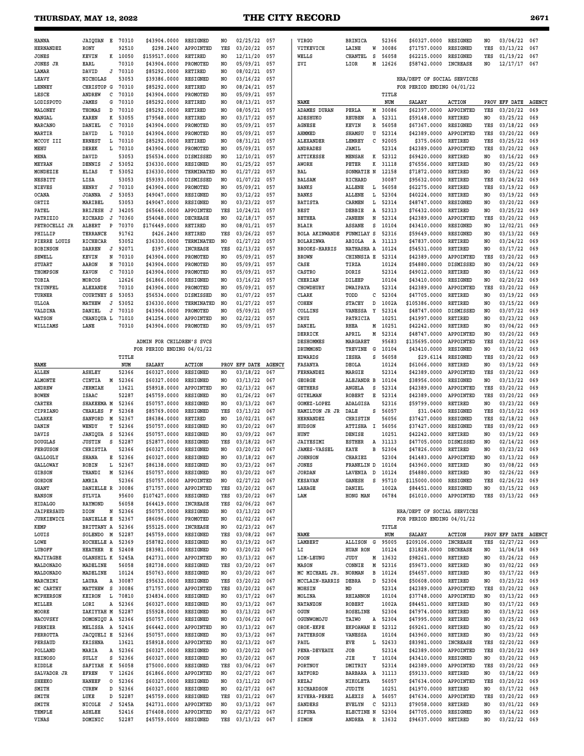| NAME | | | TITLE NUM | SALARY | ACTION | PROV | EFF DATE | AGENCY |
|---|---|---|---|---|---|---|---|---|
| HANNA | JAIQUAN | E | 70310 | $43904.0000 | RESIGNED | NO | 02/25/22 | 057 |
| HERNANDEZ | RONY | | 92510 | $298.2400 | APPOINTED | YES | 03/20/22 | 057 |
| JONES | KEVIN | K | 10050 | $159517.0000 | RETIRED | NO | 12/11/20 | 057 |
| JONES JR | EARL | | 70310 | $43904.0000 | PROMOTED | NO | 05/09/21 | 057 |
| LAMAR | DAVID | J | 70310 | $85292.0000 | RETIRED | NO | 08/02/21 | 057 |
| LEAVY | NICHOLAS | | 53053 | $39386.0000 | RESIGNED | NO | 03/16/22 | 057 |
| LEHANE | CHRISTOP | G | 70310 | $85292.0000 | RETIRED | NO | 08/24/21 | 057 |
| LESCE | ANDREW | C | 70310 | $43904.0000 | PROMOTED | NO | 05/09/21 | 057 |
| LODISPOTO | JAMES | G | 70310 | $85292.0000 | RETIRED | NO | 08/13/21 | 057 |
| MALONEY | THOMAS | D | 70310 | $85292.0000 | RETIRED | NO | 08/05/21 | 057 |
| MANGAL | KAREN | K | 53055 | $79548.0000 | RETIRED | NO | 03/17/22 | 057 |
| MARCANO | DANIEL | C | 70310 | $43904.0000 | PROMOTED | NO | 05/09/21 | 057 |
| MARTIR | DAVID | L | 70310 | $43904.0000 | PROMOTED | NO | 05/09/21 | 057 |
| MCCOY III | ERNEST | L | 70310 | $85292.0000 | RETIRED | NO | 08/31/21 | 057 |
| MEHU | DEREK | L | 70310 | $43904.0000 | PROMOTED | NO | 05/09/21 | 057 |
| MENA | DAVID | | 53053 | $56534.0000 | DISMISSED | NO | 12/10/21 | 057 |
| MEYRAN | DENNIS | J | 53052 | $36330.0000 | RESIGNED | NO | 01/25/22 | 057 |
| MONDEZIE | ELIAS | T | 53052 | $36330.0000 | TERMINATED | NO | 01/27/22 | 057 |
| NESBITT | LISA | | 53053 | $59393.0000 | DISMISSED | NO | 01/07/22 | 057 |
| NIEVES | HENRY | J | 70310 | $43904.0000 | PROMOTED | NO | 05/09/21 | 057 |
| OCANA | JOANNA | J | 53053 | $49047.0000 | RESIGNED | NO | 03/12/22 | 057 |
| ORTIZ | MARIBEL | | 53053 | $49047.0000 | RESIGNED | NO | 03/23/22 | 057 |
| PATEL | BRIJESH | J | 34205 | $65640.0000 | APPOINTED | YES | 10/24/21 | 057 |
| PATRIZIO | RICHARD | J | 70360 | $54048.0000 | DECREASE | NO | 02/18/17 | 057 |
| PETROCELLI JR | ALBERT | P | 70370 | $176449.0000 | RETIRED | NO | 08/01/21 | 057 |
| PHILLIP | TERRANCE | | 91762 | $426.2400 | RETIRED | YES | 03/26/22 | 057 |
| PIERRE LOUIS | RICHECAR | | 53052 | $36330.0000 | TERMINATED | NO | 01/27/22 | 057 |
| ROBINSON | DARREN | J | 92071 | $397.6000 | INCREASE | YES | 02/13/22 | 057 |
| SEWELL | KEVIN | N | 70310 | $43904.0000 | PROMOTED | NO | 05/09/21 | 057 |
| STUART | AARON | N | 70310 | $43904.0000 | PROMOTED | NO | 05/09/21 | 057 |
| THOMPSON | KAVON | C | 70310 | $43904.0000 | PROMOTED | NO | 05/09/21 | 057 |
| TOBIA | MORCOS | | 12626 | $61866.0000 | RESIGNED | NO | 03/16/22 | 057 |
| TRIUNFEL | ALEXANDE | | 70310 | $43904.0000 | PROMOTED | NO | 05/09/21 | 057 |
| TURNER | COURTNEY | S | 53053 | $56534.0000 | DISMISSED | NO | 01/07/22 | 057 |
| ULLOA | MATHEW | J | 53052 | $36330.0000 | TERMINATED | NO | 01/27/22 | 057 |
| VALDINA | DANIEL | J | 70310 | $43904.0000 | PROMOTED | NO | 05/09/21 | 057 |
| WATSON | CHANIQUA | L | 71010 | $41254.0000 | APPOINTED | NO | 02/22/22 | 057 |
| WILLIAMS | LANE | | 70310 | $43904.0000 | PROMOTED | NO | 05/09/21 | 057 |

**ADMIN FOR CHILDREN'S SVCS**
**FOR PERIOD ENDING 04/01/22**

| NAME | | | TITLE NUM | SALARY | ACTION | PROV | EFF DATE | AGENCY |
|---|---|---|---|---|---|---|---|---|
| ALLEN | ASHLEY | | 52366 | $60327.0000 | RESIGNED | NO | 03/18/22 | 067 |
| ALMONTE | CINTIA | M | 52366 | $60327.0000 | RESIGNED | NO | 03/13/22 | 067 |
| ANDREW | JERMIAH | | 13621 | $58918.0000 | APPOINTED | NO | 02/13/22 | 067 |
| BOWEN | ISAAC | | 52287 | $45759.0000 | RESIGNED | NO | 01/26/22 | 067 |
| CARTER | SHAKEEMA | M | 52366 | $50757.0000 | RESIGNED | NO | 03/13/22 | 067 |
| CIPRIANO | CHARLES | F | 52368 | $85769.0000 | RESIGNED | YES | 03/13/22 | 067 |
| CLARKE | SANFORD | M | 52367 | $86384.0000 | RETIRED | NO | 10/02/21 | 067 |
| DANIN | WENDY | T | 52366 | $50757.0000 | RESIGNED | NO | 03/20/22 | 067 |
| DAVIS | JANIQUA | S | 52366 | $50757.0000 | RESIGNED | NO | 03/09/22 | 067 |
| DOUGLAS | JUSTIN | S | 52287 | $52877.0000 | RESIGNED | YES | 03/18/22 | 067 |
| FERGUSON | CHRISTIA | | 52366 | $60327.0000 | RESIGNED | NO | 03/20/22 | 067 |
| GALLOGLY | SHANA | E | 52366 | $60327.0000 | RESIGNED | NO | 03/18/22 | 067 |
| GALLOWAY | ROBIN | L | 52367 | $86138.0000 | RESIGNED | NO | 03/23/22 | 067 |
| GIBSON | THANDI | M | 52366 | $50757.0000 | RESIGNED | NO | 03/20/22 | 067 |
| GORDON | AMRIA | | 52366 | $50757.0000 | APPOINTED | NO | 02/27/22 | 067 |
| GRANT | DANIELLE | R | 30086 | $71757.0000 | APPOINTED | YES | 03/20/22 | 067 |
| HANSON | SYLVIA | | 95600 | $107427.0000 | RESIGNED | YES | 03/20/22 | 067 |
| HIDALGO | RAYMOND | | 56058 | $64419.0000 | INCREASE | YES | 02/06/22 | 067 |
| JAIPERSAUD | DION | N | 52366 | $50757.0000 | RESIGNED | NO | 03/13/22 | 067 |
| JURKIEWICZ | DANIELLE | E | 52367 | $86096.0000 | PROMOTED | NO | 01/02/22 | 067 |
| KEMP | BRITTANY | A | 52366 | $55125.0000 | INCREASE | NO | 02/23/22 | 067 |
| LOUIS | SOLENDO | M | 52287 | $45759.0000 | RESIGNED | YES | 03/08/22 | 067 |
| LOWE | ROCHELLE | A | 52369 | $58782.0000 | RESIGNED | NO | 03/19/22 | 067 |
| LUBOFF | HEATHER | E | 52408 | $83981.0000 | RESIGNED | NO | 03/20/22 | 067 |
| MAJIYAGBE | OLANSHIL | K | 5245A | $42731.0000 | APPOINTED | NO | 03/13/22 | 067 |
| MALDONADO | MADELINE | | 56058 | $82738.0000 | RESIGNED | YES | 03/20/22 | 067 |
| MALDONADO | MADELINE | | 10124 | $50763.0000 | RESIGNED | NO | 03/20/22 | 067 |
| MARCHINI | LAURA | A | 30087 | $95632.0000 | RESIGNED | YES | 03/20/22 | 067 |
| MC CARTHY | MATTHEW | S | 30086 | $71757.0000 | APPOINTED | YES | 03/20/22 | 067 |
| MCPHERSON | KEIRON | L | 70810 | $34834.0000 | RESIGNED | NO | 03/17/22 | 067 |
| MILLER | LORI | A | 52366 | $60327.0000 | RESIGNED | NO | 03/13/22 | 067 |
| MOORE | ZAKIYYAH | M | 52287 | $55928.0000 | RESIGNED | NO | 03/13/22 | 067 |
| NACOVSKY | DOMONIQU | A | 52366 | $50757.0000 | RESIGNED | NO | 03/06/22 | 067 |
| PERNIER | MELISSA | A | 52416 | $66442.0000 | APPOINTED | NO | 03/13/22 | 067 |
| PERROTTA | JACQUELI | E | 52366 | $50757.0000 | RESIGNED | NO | 03/13/22 | 067 |
| PERSAUD | KRISHNA | | 13621 | $58918.0000 | APPOINTED | NO | 02/13/22 | 067 |
| POLLAND | MARIA | A | 52366 | $60327.0000 | RESIGNED | NO | 03/20/22 | 067 |
| REINOSO | SULLY | S | 52366 | $60327.0000 | RESIGNED | NO | 03/20/22 | 067 |
| RIDDLE | SAFIYAH | K | 56058 | $75000.0000 | RESIGNED | YES | 03/06/22 | 067 |
| SALVADOR JR | EFREN | V | 12626 | $61866.0000 | APPOINTED | NO | 02/27/22 | 067 |
| SHEEKO | HANEEF | O | 52366 | $60327.0000 | RESIGNED | NO | 03/11/22 | 067 |
| SMITH | CUREW | D | 52366 | $60327.0000 | RESIGNED | NO | 02/27/22 | 067 |
| SMITH | LUKE | D | 52287 | $45759.0000 | RESIGNED | YES | 03/21/22 | 067 |
| SMITH | NICOLE | J | 5245A | $42731.0000 | APPOINTED | NO | 03/13/22 | 067 |
| TEMPLE | ASHLEE | | 52416 | $76408.0000 | APPOINTED | NO | 02/27/22 | 067 |
| VINAS | DOMINIC | | 52287 | $45759.0000 | RESIGNED | YES | 03/13/22 | 067 |
| VIRGO | BRINICA | | 52366 | $60327.0000 | RESIGNED | NO | 03/04/22 | 067 |
| VITKEVICH | LAINE | W | 30086 | $71757.0000 | RESIGNED | YES | 03/13/22 | 067 |
| WELLS | CHANTEL | S | 56058 | $62215.0000 | RESIGNED | YES | 01/19/22 | 067 |
| ZVI | LIOR | M | 12626 | $58742.0000 | INCREASE | NO | 12/17/17 | 067 |

**HRA/DEPT OF SOCIAL SERVICES**
**FOR PERIOD ENDING 04/01/22**

| NAME | | | TITLE NUM | SALARY | ACTION | PROV | EFF DATE | AGENCY |
|---|---|---|---|---|---|---|---|---|
| ADAMES DURAN | PERLA | M | 30086 | $62397.0000 | APPOINTED | YES | 03/20/22 | 069 |
| ADESHUKO | REUBEN | A | 52311 | $59148.0000 | RETIRED | NO | 03/25/22 | 069 |
| AGNESE | KEVIN | R | 56058 | $67367.0000 | RESIGNED | YES | 03/18/22 | 069 |
| AHMMED | SHAMSU | U | 52314 | $42389.0000 | APPOINTED | YES | 03/20/22 | 069 |
| ALEXANDER | LEMREY | C | 92005 | $375.0600 | RETIRED | YES | 03/25/22 | 069 |
| ANDRADES | JAMIL | | 52314 | $42389.0000 | APPOINTED | YES | 03/20/22 | 069 |
| ATTIKESSE | MENSAH | K | 52312 | $69420.0000 | RETIRED | NO | 03/16/22 | 069 |
| AWORH | PETER | K | 31118 | $76556.0000 | RETIRED | NO | 03/25/22 | 069 |
| BAL | SONMATIE | N | 12158 | $71872.0000 | RETIRED | NO | 03/26/22 | 069 |
| BALSAM | RICHARD | | 30087 | $95632.0000 | RETIRED | YES | 03/24/22 | 069 |
| BANKS | ALLENE | L | 56058 | $62275.0000 | RETIRED | YES | 03/19/22 | 069 |
| BANKS | ALLENE | L | 52304 | $40224.0000 | RETIRED | NO | 03/19/22 | 069 |
| BATISTA | CARMEN | L | 52314 | $48747.0000 | RESIGNED | NO | 03/20/22 | 069 |
| BEST | DEBBIE | A | 52313 | $76432.0000 | RETIRED | NO | 03/25/22 | 069 |
| BETHEA | JANEEN | N | 52314 | $42389.0000 | APPOINTED | YES | 03/20/22 | 069 |
| BLAIR | ASSANE | S | 10104 | $43410.0000 | RESIGNED | NO | 12/02/21 | 069 |
| BOLA AKINWANDE | FUNMILAY | S | 52316 | $59649.0000 | RESIGNED | NO | 03/13/22 | 069 |
| BOLARINWA | ABIOLA | A | 31113 | $47837.0000 | RETIRED | NO | 03/24/22 | 069 |
| BROOKS-HARRIS | NATHASHA | A | 10124 | $54531.0000 | RETIRED | NO | 03/17/22 | 069 |
| BROWN | CHINNSIA | E | 52314 | $42389.0000 | APPOINTED | YES | 03/20/22 | 069 |
| CASE | TIRZA | | 10124 | $54880.0000 | DISMISSED | NO | 03/24/22 | 069 |
| CASTRO | DORIS | | 52314 | $49012.0000 | RETIRED | NO | 03/16/22 | 069 |
| CHERIAN | DILEEP | | 10104 | $43410.0000 | RESIGNED | NO | 02/20/22 | 069 |
| CHOWDHURY | DWAIPAYA | | 52314 | $42389.0000 | APPOINTED | YES | 03/20/22 | 069 |
| CLARK | TODD | C | 52304 | $47705.0000 | RETIRED | NO | 03/19/22 | 069 |
| COHEN | STACEY | D | 1002A | $105386.0000 | RETIRED | NO | 03/15/22 | 069 |
| COLLINS | VANESSA | Y | 52314 | $48747.0000 | DISMISSED | NO | 03/07/22 | 069 |
| CRUZ | PATRICIA | | 10251 | $41997.0000 | RETIRED | NO | 03/23/22 | 069 |
| DANIEL | RHEA | M | 10251 | $42242.0000 | RETIRED | NO | 03/04/22 | 069 |
| DERRICK | APRIL | M | 52314 | $48747.0000 | APPOINTED | NO | 03/20/22 | 069 |
| DESHOMMES | MARGARET | | 95683 | $135695.0000 | APPOINTED | YES | 03/20/22 | 069 |
| DRUMMOND | TREVINE | G | 10104 | $43410.0000 | RESIGNED | NO | 03/10/22 | 069 |
| EDWARDS | IESHA | S | 56058 | $29.6114 | RESIGNED | YES | 03/20/22 | 069 |
| FASANYA | DEOLA | | 10124 | $61066.0000 | RETIRED | NO | 03/19/22 | 069 |
| FERNANDEZ | MARGIE | | 52314 | $42389.0000 | APPOINTED | YES | 03/20/22 | 069 |
| GEORGE | ALEJANDR | B | 10104 | $38956.0000 | RESIGNED | NO | 03/13/22 | 069 |
| GETHERS | ANGELA | S | 52314 | $42389.0000 | APPOINTED | YES | 03/20/22 | 069 |
| GITELMAN | ROBERT | E | 52314 | $42389.0000 | APPOINTED | YES | 03/20/22 | 069 |
| GOMEZ-LOPEZ | ADALGISA | | 52316 | $59799.0000 | RETIRED | NO | 03/23/22 | 069 |
| HAMILTON JR JR | DALE | S | 56057 | $31.0400 | RESIGNED | YES | 03/10/22 | 069 |
| HERNANDEZ | CHRISTIN | | 56056 | $37427.0000 | RESIGNED | YES | 02/18/22 | 069 |
| HUDSON | ATTISHA | I | 56056 | $37427.0000 | RESIGNED | YES | 03/09/22 | 069 |
| HUNT | DENISE | | 10251 | $42242.0000 | RETIRED | NO | 03/19/22 | 069 |
| JAIYESIMI | ESTHER | A | 31113 | $47705.0000 | DISMISSED | NO | 02/14/22 | 069 |
| JAMES-VASSEL | KAYE | B | 52304 | $47826.0000 | RETIRED | NO | 03/23/22 | 069 |
| JOHNSON | CHARIEZ | | 52304 | $41483.0000 | APPOINTED | NO | 03/13/22 | 069 |
| JONES | FRANKLIN | D | 10104 | $43960.0000 | RETIRED | NO | 03/08/22 | 069 |
| JORDAN | LAVENIA | D | 10124 | $54880.0000 | RETIRED | NO | 02/26/22 | 069 |
| KESAVAN | GANESH | S | 95710 | $115000.0000 | RESIGNED | YES | 02/26/22 | 069 |
| LAHAGE | DANIEL | | 1002A | $84451.0000 | RESIGNED | NO | 03/15/22 | 069 |
| LAM | HONG MAN | | 06784 | $61010.0000 | APPOINTED | YES | 03/13/22 | 069 |

**HRA/DEPT OF SOCIAL SERVICES**
**FOR PERIOD ENDING 04/01/22**

| NAME | | | TITLE NUM | SALARY | ACTION | PROV | EFF DATE | AGENCY |
|---|---|---|---|---|---|---|---|---|
| LAMBERT | ALLISON | G | 95005 | $209106.0000 | INCREASE | YES | 02/27/22 | 069 |
| LI | HUAN RON | | 10124 | $31828.0000 | DECREASE | NO | 11/04/18 | 069 |
| LIM-LEUNG | JUDY | M | 13632 | $98261.0000 | RETIRED | NO | 03/26/22 | 069 |
| MASON | CONNIE | M | 52316 | $59673.0000 | RETIRED | NO | 03/02/22 | 069 |
| MC MICHAEL JR. | NORMAN | B | 10124 | $54657.0000 | RETIRED | NO | 03/17/22 | 069 |
| MCCLAIN-HARRIS | DEBRA | D | 52304 | $50608.0000 | RETIRED | NO | 03/23/22 | 069 |
| MOHSIN | MD | | 52314 | $42389.0000 | APPOINTED | YES | 03/20/22 | 069 |
| MOLINA | RHIANNON | | 10104 | $37748.0000 | APPOINTED | NO | 03/13/22 | 069 |
| NATANZON | ROBERT | | 1002A | $84451.0000 | RETIRED | NO | 03/17/22 | 069 |
| OGUN | ROSELINE | | 52304 | $47974.0000 | RETIRED | NO | 03/19/22 | 069 |
| OGUNWOMOJU | TAIWO | A | 52304 | $47995.0000 | RETIRED | NO | 03/25/22 | 069 |
| OROK-EKPE | EKPOAWAN | E | 52312 | $69261.0000 | RETIRED | NO | 03/25/22 | 069 |
| PATTERSON | VANESSA | | 10104 | $43960.0000 | RETIRED | NO | 03/23/22 | 069 |
| PAUL | EVE | L | 52633 | $83981.0000 | INCREASE | YES | 02/20/22 | 069 |
| PENA-DEVEAUX | JOB | | 52314 | $42389.0000 | APPOINTED | YES | 03/20/22 | 069 |
| POON | JIE | Y | 10104 | $43410.0000 | RESIGNED | NO | 03/20/22 | 069 |
| PORTNOY | DMITRIY | | 52314 | $42389.0000 | APPOINTED | YES | 03/20/22 | 069 |
| RATFORD | BARBARA | A | 31113 | $59133.0000 | RETIRED | NO | 03/18/22 | 069 |
| REZAJ | NIKOLETA | | 56057 | $47634.0000 | APPOINTED | YES | 03/20/22 | 069 |
| RICHARDSON | JUDITH | | 10251 | $41970.0000 | RETIRED | NO | 03/17/22 | 069 |
| RIVERA-PEREZ | ALEXIS | A | 56057 | $47634.0000 | APPOINTED | YES | 03/20/22 | 069 |
| SANDERS | EVELYN | C | 52313 | $79058.0000 | RETIRED | NO | 03/01/22 | 069 |
| SIFUNA | ELECTINE | N | 52304 | $47705.0000 | RESIGNED | NO | 03/14/22 | 069 |
| SIMON | ANDREA | R | 13632 | $94637.0000 | RETIRED | NO | 03/22/22 | 069 |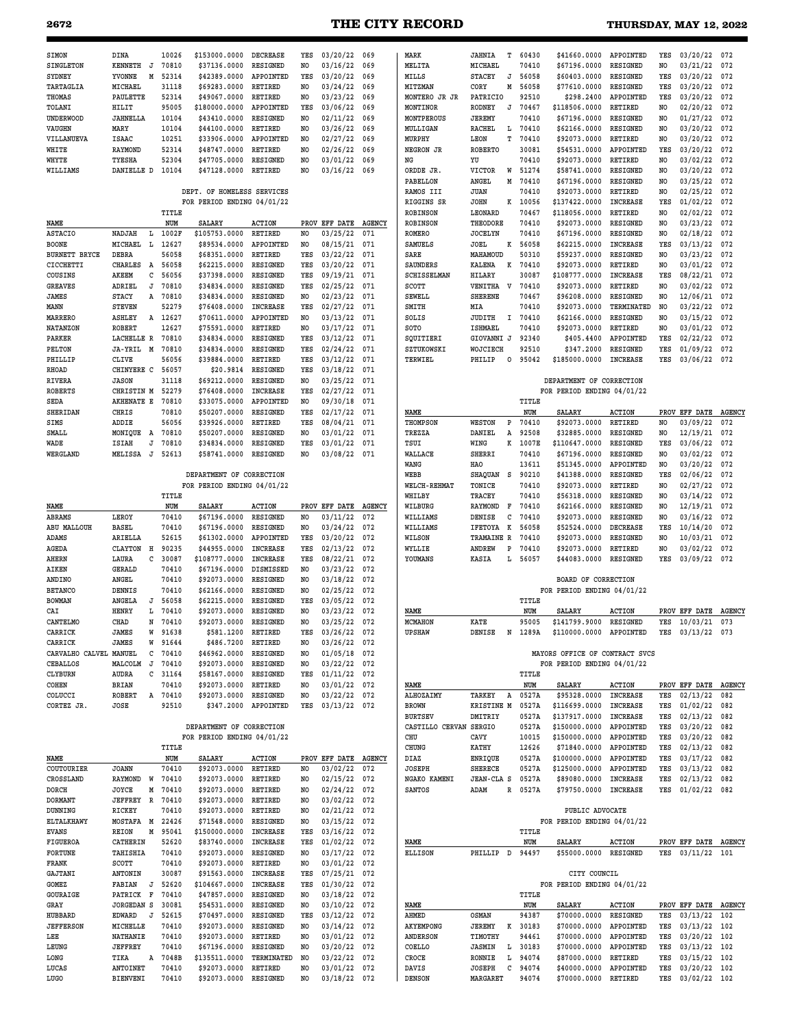| NAME | | | TITLE NUM | SALARY | ACTION | PROV | EFF DATE | AGENCY |
|---|---|---|---|---|---|---|---|---|
| SIMON | DINA | | 10026 | $153000.0000 | DECREASE | YES | 03/20/22 | 069 |
| SINGLETON | KENNETH | J | 70810 | $37136.0000 | RESIGNED | NO | 03/16/22 | 069 |
| SYDNEY | YVONNE | M | 52314 | $42389.0000 | APPOINTED | YES | 03/20/22 | 069 |
| TARTAGLIA | MICHAEL | | 31118 | $69283.0000 | RETIRED | NO | 03/24/22 | 069 |
| THOMAS | PAULETTE | | 52314 | $49067.0000 | RETIRED | NO | 03/23/22 | 069 |
| TOLANI | HILIT | | 95005 | $180000.0000 | APPOINTED | YES | 03/06/22 | 069 |
| UNDERWOOD | JAHNELLA | | 10104 | $43410.0000 | RESIGNED | NO | 02/11/22 | 069 |
| VAUGHN | MARY | | 10104 | $44100.0000 | RETIRED | NO | 03/26/22 | 069 |
| VILLANUEVA | ISAAC | | 10251 | $33906.0000 | APPOINTED | NO | 02/27/22 | 069 |
| WHITE | RAYMOND | | 52314 | $48747.0000 | RETIRED | NO | 02/26/22 | 069 |
| WHYTE | TYESHA | | 52304 | $47705.0000 | RESIGNED | NO | 03/01/22 | 069 |
| WILLIAMS | DANIELLE | D | 10104 | $47128.0000 | RETIRED | NO | 03/16/22 | 069 |

DEPT. OF HOMELESS SERVICES
FOR PERIOD ENDING 04/01/22

| NAME | | | TITLE NUM | SALARY | ACTION | PROV | EFF DATE | AGENCY |
|---|---|---|---|---|---|---|---|---|
| ASTACIO | NADJAH | L | 1002F | $105753.0000 | RETIRED | NO | 03/25/22 | 071 |
| BOONE | MICHAEL | L | 12627 | $89534.0000 | APPOINTED | NO | 08/15/21 | 071 |
| BURNETT BRYCE | DEBRA | | 56058 | $68351.0000 | RETIRED | YES | 03/22/22 | 071 |
| CICCHETTI | CHARLES | A | 56058 | $62215.0000 | RESIGNED | YES | 03/20/22 | 071 |
| COUSINS | AKEEM | C | 56056 | $37398.0000 | RESIGNED | YES | 09/19/21 | 071 |
| GREAVES | ADRIEL | J | 70810 | $34834.0000 | RESIGNED | YES | 02/25/22 | 071 |
| JAMES | STACY | A | 70810 | $34834.0000 | RESIGNED | NO | 02/23/22 | 071 |
| MANN | STEVEN | | 52279 | $76408.0000 | INCREASE | YES | 02/27/22 | 071 |
| MARRERO | ASHLEY | A | 12627 | $70611.0000 | APPOINTED | NO | 03/13/22 | 071 |
| NATANZON | ROBERT | | 12627 | $75591.0000 | RETIRED | NO | 03/17/22 | 071 |
| PARKER | LACHELLE | R | 70810 | $34834.0000 | RESIGNED | YES | 03/12/22 | 071 |
| PELTON | JA-YRIL | M | 70810 | $34834.0000 | RESIGNED | YES | 02/24/22 | 071 |
| PHILLIP | CLIVE | | 56056 | $39884.0000 | RETIRED | YES | 03/12/22 | 071 |
| RHOAD | CHINYERE | C | 56057 | $20.9814 | RESIGNED | YES | 03/18/22 | 071 |
| RIVERA | JASON | | 31118 | $69212.0000 | RESIGNED | NO | 03/25/22 | 071 |
| ROBERTS | CHRISTIN | M | 52279 | $76408.0000 | INCREASE | YES | 02/27/22 | 071 |
| SEDA | AKHENATE | E | 70810 | $33075.0000 | APPOINTED | NO | 09/30/18 | 071 |
| SHERIDAN | CHRIS | | 70810 | $50207.0000 | RESIGNED | YES | 02/17/22 | 071 |
| SIMS | ADDIE | | 56056 | $39926.0000 | RETIRED | YES | 08/04/21 | 071 |
| SMALL | MONIQUE | A | 70810 | $50207.0000 | RESIGNED | NO | 03/01/22 | 071 |
| WADE | ISIAH | J | 70810 | $34834.0000 | RESIGNED | YES | 03/01/22 | 071 |
| WERGLAND | MELISSA | J | 52613 | $58741.0000 | RESIGNED | NO | 03/08/22 | 071 |

DEPARTMENT OF CORRECTION
FOR PERIOD ENDING 04/01/22

| NAME | | | TITLE NUM | SALARY | ACTION | PROV | EFF DATE | AGENCY |
|---|---|---|---|---|---|---|---|---|
| ABRAMS | LEROY | | 70410 | $67196.0000 | RESIGNED | NO | 03/11/22 | 072 |
| ABU MALLOUH | BASEL | | 70410 | $67196.0000 | RESIGNED | NO | 03/24/22 | 072 |
| ADAMS | ARIELLA | | 52615 | $61302.0000 | APPOINTED | YES | 03/20/22 | 072 |
| AGEDA | CLAYTON | H | 90235 | $44955.0000 | INCREASE | YES | 02/13/22 | 072 |
| AHERN | LAURA | C | 30087 | $108777.0000 | INCREASE | YES | 08/22/21 | 072 |
| AIKEN | GERALD | | 70410 | $67196.0000 | DISMISSED | NO | 03/23/22 | 072 |
| ANDINO | ANGEL | | 70410 | $92073.0000 | RESIGNED | NO | 03/18/22 | 072 |
| BETANCO | DENNIS | | 70410 | $62166.0000 | RESIGNED | NO | 02/25/22 | 072 |
| BOWMAN | ANGELA | J | 56058 | $62215.0000 | RESIGNED | YES | 03/05/22 | 072 |
| CAI | HENRY | L | 70410 | $92073.0000 | RESIGNED | NO | 03/23/22 | 072 |
| CANTELMO | CHAD | N | 70410 | $92073.0000 | RESIGNED | NO | 03/25/22 | 072 |
| CARRICK | JAMES | W | 91638 | $581.1200 | RETIRED | YES | 03/26/22 | 072 |
| CARRICK | JAMES | W | 91644 | $486.7200 | RETIRED | NO | 03/26/22 | 072 |
| CARVALHO CALVEL | MANUEL | C | 70410 | $46962.0000 | RESIGNED | NO | 01/05/18 | 072 |
| CEBALLOS | MALCOLM | J | 70410 | $92073.0000 | RESIGNED | NO | 03/22/22 | 072 |
| CLYBURN | AUDRA | C | 31164 | $58167.0000 | RESIGNED | YES | 01/11/22 | 072 |
| COHEN | BRIAN | | 70410 | $92073.0000 | RETIRED | NO | 03/01/22 | 072 |
| COLUCCI | ROBERT | A | 70410 | $92073.0000 | RESIGNED | NO | 03/22/22 | 072 |
| CORTEZ JR. | JOSE | | 92510 | $347.2000 | APPOINTED | YES | 03/13/22 | 072 |

DEPARTMENT OF CORRECTION
FOR PERIOD ENDING 04/01/22

| NAME | | | TITLE NUM | SALARY | ACTION | PROV | EFF DATE | AGENCY |
|---|---|---|---|---|---|---|---|---|
| COUTOURIER | JOANN | | 70410 | $92073.0000 | RETIRED | NO | 03/02/22 | 072 |
| CROSSLAND | RAYMOND | W | 70410 | $92073.0000 | RETIRED | NO | 02/15/22 | 072 |
| DORCH | JOYCE | M | 70410 | $92073.0000 | RETIRED | NO | 02/24/22 | 072 |
| DORMANT | JEFFREY | R | 70410 | $92073.0000 | RETIRED | NO | 03/02/22 | 072 |
| DUNNING | RICKEY | | 70410 | $92073.0000 | RETIRED | NO | 02/21/22 | 072 |
| ELTALKHAWY | MOSTAFA | M | 22426 | $71548.0000 | RESIGNED | NO | 03/15/22 | 072 |
| EVANS | REION | M | 95041 | $150000.0000 | INCREASE | YES | 03/16/22 | 072 |
| FIGUEROA | CATHERIN | | 52620 | $83740.0000 | INCREASE | YES | 01/02/22 | 072 |
| FORTUNE | TAHISHIA | | 70410 | $92073.0000 | RESIGNED | NO | 03/17/22 | 072 |
| FRANK | SCOTT | | 70410 | $92073.0000 | RETIRED | NO | 03/01/22 | 072 |
| GAJTANI | ANTONIN | | 30087 | $91563.0000 | INCREASE | YES | 07/25/21 | 072 |
| GOMEZ | FABIAN | J | 52620 | $104667.0000 | INCREASE | YES | 01/30/22 | 072 |
| GOURAIGE | PATRICK | F | 70410 | $47857.0000 | RESIGNED | NO | 03/18/22 | 072 |
| GRAY | JORGEDAN | S | 30081 | $54531.0000 | RESIGNED | NO | 03/10/22 | 072 |
| HUBBARD | EDWARD | J | 52615 | $70497.0000 | RESIGNED | YES | 03/12/22 | 072 |
| JEFFERSON | MICHELLE | | 70410 | $92073.0000 | RESIGNED | NO | 03/14/22 | 072 |
| LEE | NATHANIE | | 70410 | $92073.0000 | RETIRED | NO | 03/01/22 | 072 |
| LEUNG | JEFFREY | | 70410 | $67196.0000 | RESIGNED | NO | 03/20/22 | 072 |
| LONG | TIKA | A | 7048B | $135511.0000 | TERMINATED | NO | 03/22/22 | 072 |
| LUCAS | ANTOINET | | 70410 | $92073.0000 | RETIRED | NO | 03/01/22 | 072 |
| LUGO | BIENVENI | | 70410 | $92073.0000 | RESIGNED | NO | 03/18/22 | 072 |
| MARK | JAHNIA | T | 60430 | $41660.0000 | APPOINTED | YES | 03/20/22 | 072 |
| MELITA | MICHAEL | | 70410 | $67196.0000 | RESIGNED | NO | 03/21/22 | 072 |
| MILLS | STACEY | J | 56058 | $60403.0000 | RESIGNED | YES | 03/20/22 | 072 |
| MITZMAN | CORY | M | 56058 | $77610.0000 | RESIGNED | YES | 03/20/22 | 072 |
| MONTERO JR JR | PATRICIO | | 92510 | $298.2400 | APPOINTED | YES | 03/20/22 | 072 |
| MONTINOR | RODNEY | J | 70467 | $118506.0000 | RETIRED | NO | 02/20/22 | 072 |
| MONTPEROUS | JEREMY | | 70410 | $67196.0000 | RESIGNED | NO | 01/27/22 | 072 |
| MULLIGAN | RACHEL | L | 70410 | $62166.0000 | RESIGNED | NO | 03/20/22 | 072 |
| MURPHY | LEON | T | 70410 | $92073.0000 | RETIRED | NO | 03/20/22 | 072 |
| NEGRON JR | ROBERTO | | 30081 | $54531.0000 | APPOINTED | YES | 03/20/22 | 072 |
| NG | YU | | 70410 | $92073.0000 | RETIRED | NO | 03/02/22 | 072 |
| ORDDE JR. | VICTOR | W | 51274 | $58741.0000 | RESIGNED | NO | 03/20/22 | 072 |
| PABELLON | ANGEL | M | 70410 | $67196.0000 | RESIGNED | NO | 03/25/22 | 072 |
| RAMOS III | JUAN | | 70410 | $92073.0000 | RETIRED | NO | 02/25/22 | 072 |
| RIGGINS SR | JOHN | K | 10056 | $137422.0000 | INCREASE | YES | 01/02/22 | 072 |
| ROBINSON | LEONARD | | 70467 | $118056.0000 | RETIRED | NO | 02/02/22 | 072 |
| ROBINSON | THEODORE | | 70410 | $92073.0000 | RESIGNED | NO | 03/23/22 | 072 |
| ROMERO | JOCELYN | | 70410 | $67196.0000 | RESIGNED | NO | 02/18/22 | 072 |
| SAMUELS | JOEL | K | 56058 | $62215.0000 | INCREASE | YES | 03/13/22 | 072 |
| SARE | MAHAMOUD | | 50310 | $59237.0000 | RESIGNED | NO | 03/23/22 | 072 |
| SAUNDERS | KALENA | K | 70410 | $92073.0000 | RETIRED | NO | 03/01/22 | 072 |
| SCHISSELMAN | HILARY | | 30087 | $108777.0000 | INCREASE | YES | 08/22/21 | 072 |
| SCOTT | VENITHA | V | 70410 | $92073.0000 | RETIRED | NO | 03/02/22 | 072 |
| SEWELL | SHERENE | | 70467 | $96208.0000 | RESIGNED | NO | 12/06/21 | 072 |
| SMITH | MIA | | 70410 | $92073.0000 | TERMINATED | NO | 03/22/22 | 072 |
| SOLIS | JUDITH | I | 70410 | $62166.0000 | RESIGNED | NO | 03/15/22 | 072 |
| SOTO | ISHMAEL | | 70410 | $92073.0000 | RETIRED | NO | 03/01/22 | 072 |
| SQUITIERI | GIOVANNI | J | 92340 | $405.4400 | APPOINTED | YES | 02/22/22 | 072 |
| SZTUKOWSKI | WOJCIECH | | 92510 | $347.2000 | RESIGNED | YES | 01/09/22 | 072 |
| TERWIEL | PHILIP | O | 95042 | $185000.0000 | INCREASE | YES | 03/06/22 | 072 |

DEPARTMENT OF CORRECTION
FOR PERIOD ENDING 04/01/22

| NAME | | | TITLE NUM | SALARY | ACTION | PROV | EFF DATE | AGENCY |
|---|---|---|---|---|---|---|---|---|
| THOMPSON | WESTON | P | 70410 | $92073.0000 | RETIRED | NO | 03/09/22 | 072 |
| TREZZA | DANIEL | A | 92508 | $32885.0000 | RESIGNED | NO | 12/19/21 | 072 |
| TSUI | WING | K | 1007E | $110647.0000 | RESIGNED | YES | 03/06/22 | 072 |
| WALLACE | SHERRI | | 70410 | $67196.0000 | RESIGNED | NO | 03/02/22 | 072 |
| WANG | HAO | | 13611 | $51345.0000 | APPOINTED | NO | 03/20/22 | 072 |
| WEBB | SHAQUAN | S | 90210 | $41388.0000 | RESIGNED | YES | 02/06/22 | 072 |
| WELCH-REHMAT | TONICE | | 70410 | $92073.0000 | RETIRED | NO | 02/27/22 | 072 |
| WHILBY | TRACEY | | 70410 | $56318.0000 | RESIGNED | NO | 03/14/22 | 072 |
| WILBURG | RAYMOND | F | 70410 | $62166.0000 | RESIGNED | NO | 12/19/21 | 072 |
| WILLIAMS | DENISE | C | 70410 | $92073.0000 | RESIGNED | NO | 03/16/22 | 072 |
| WILLIAMS | IFETOYA | K | 56058 | $52524.0000 | DECREASE | YES | 10/14/20 | 072 |
| WILSON | TRAMAINE | R | 70410 | $92073.0000 | RESIGNED | NO | 10/03/21 | 072 |
| WYLLIE | ANDREW | P | 70410 | $92073.0000 | RETIRED | NO | 03/02/22 | 072 |
| YOUMANS | KASIA | L | 56057 | $44083.0000 | RESIGNED | YES | 03/09/22 | 072 |

BOARD OF CORRECTION
FOR PERIOD ENDING 04/01/22

| NAME | | | TITLE NUM | SALARY | ACTION | PROV | EFF DATE | AGENCY |
|---|---|---|---|---|---|---|---|---|
| MCMAHON | KATE | | 95005 | $141799.9000 | RESIGNED | YES | 10/03/21 | 073 |
| UPSHAW | DENISE | N | 1289A | $110000.0000 | APPOINTED | YES | 03/13/22 | 073 |

MAYORS OFFICE OF CONTRACT SVCS
FOR PERIOD ENDING 04/01/22

| NAME | | | TITLE NUM | SALARY | ACTION | PROV | EFF DATE | AGENCY |
|---|---|---|---|---|---|---|---|---|
| ALHOZAIMY | TARKEY | A | 0527A | $95328.0000 | INCREASE | YES | 02/13/22 | 082 |
| BROWN | KRISTINE | M | 0527A | $116699.0000 | INCREASE | YES | 01/02/22 | 082 |
| BURTSEV | DMITRIY | | 0527A | $137917.0000 | INCREASE | YES | 02/13/22 | 082 |
| CASTILLO CERVAN | SERGIO | | 0527A | $150000.0000 | APPOINTED | YES | 03/20/22 | 082 |
| CHU | CAVY | | 10015 | $150000.0000 | APPOINTED | YES | 03/20/22 | 082 |
| CHUNG | KATHY | | 12626 | $71840.0000 | APPOINTED | YES | 02/13/22 | 082 |
| DIAZ | ENRIQUE | | 0527A | $100000.0000 | APPOINTED | YES | 03/17/22 | 082 |
| JOSEPH | SHERECE | | 0527A | $125000.0000 | APPOINTED | YES | 03/13/22 | 082 |
| NGAKO KAMENI | JEAN-CLA | S | 0527A | $89080.0000 | INCREASE | YES | 02/13/22 | 082 |
| SANTOS | ADAM | R | 0527A | $79750.0000 | INCREASE | YES | 01/02/22 | 082 |

PUBLIC ADVOCATE
FOR PERIOD ENDING 04/01/22

| NAME | | | TITLE NUM | SALARY | ACTION | PROV | EFF DATE | AGENCY |
|---|---|---|---|---|---|---|---|---|
| ELLISON | PHILLIP | D | 94497 | $55000.0000 | RESIGNED | YES | 03/11/22 | 101 |

CITY COUNCIL
FOR PERIOD ENDING 04/01/22

| NAME | | | TITLE NUM | SALARY | ACTION | PROV | EFF DATE | AGENCY |
|---|---|---|---|---|---|---|---|---|
| AHMED | OSMAN | | 94387 | $70000.0000 | RESIGNED | YES | 03/13/22 | 102 |
| AKYEMPONG | JEREMY | K | 30183 | $70000.0000 | APPOINTED | YES | 03/13/22 | 102 |
| ANDERSON | TIMOTHY | | 94461 | $70000.0000 | APPOINTED | YES | 03/20/22 | 102 |
| COELLO | JASMIN | L | 30183 | $70000.0000 | APPOINTED | YES | 03/13/22 | 102 |
| CROCE | RONNIE | L | 94074 | $87000.0000 | RETIRED | YES | 03/15/22 | 102 |
| DAVIS | JOSEPH | C | 94074 | $40000.0000 | APPOINTED | YES | 03/20/22 | 102 |
| DENSON | MARGARET | | 94074 | $70000.0000 | RETIRED | YES | 03/02/22 | 102 |